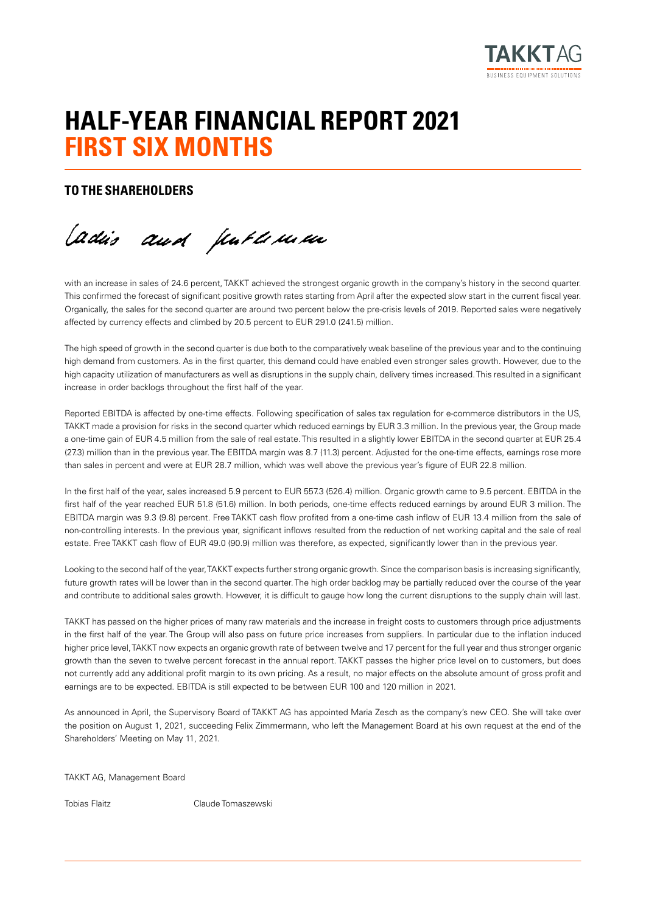# HALF-YEAR FINANCIAL REPORT 2021
# FIRST SIX MONTHS

## TO THE SHAREHOLDERS

Ladies and Gentlemen

with an increase in sales of 24.6 percent, TAKKT achieved the strongest organic growth in the company's history in the second quarter. This confirmed the forecast of significant positive growth rates starting from April after the expected slow start in the current fiscal year. Organically, the sales for the second quarter are around two percent below the pre-crisis levels of 2019. Reported sales were negatively affected by currency effects and climbed by 20.5 percent to EUR 291.0 (241.5) million.

The high speed of growth in the second quarter is due both to the comparatively weak baseline of the previous year and to the continuing high demand from customers. As in the first quarter, this demand could have enabled even stronger sales growth. However, due to the high capacity utilization of manufacturers as well as disruptions in the supply chain, delivery times increased. This resulted in a significant increase in order backlogs throughout the first half of the year.

Reported EBITDA is affected by one-time effects. Following specification of sales tax regulation for e-commerce distributors in the US, TAKKT made a provision for risks in the second quarter which reduced earnings by EUR 3.3 million. In the previous year, the Group made a one-time gain of EUR 4.5 million from the sale of real estate. This resulted in a slightly lower EBITDA in the second quarter at EUR 25.4 (27.3) million than in the previous year. The EBITDA margin was 8.7 (11.3) percent. Adjusted for the one-time effects, earnings rose more than sales in percent and were at EUR 28.7 million, which was well above the previous year's figure of EUR 22.8 million.

In the first half of the year, sales increased 5.9 percent to EUR 557.3 (526.4) million. Organic growth came to 9.5 percent. EBITDA in the first half of the year reached EUR 51.8 (51.6) million. In both periods, one-time effects reduced earnings by around EUR 3 million. The EBITDA margin was 9.3 (9.8) percent. Free TAKKT cash flow profited from a one-time cash inflow of EUR 13.4 million from the sale of non-controlling interests. In the previous year, significant inflows resulted from the reduction of net working capital and the sale of real estate. Free TAKKT cash flow of EUR 49.0 (90.9) million was therefore, as expected, significantly lower than in the previous year.

Looking to the second half of the year, TAKKT expects further strong organic growth. Since the comparison basis is increasing significantly, future growth rates will be lower than in the second quarter. The high order backlog may be partially reduced over the course of the year and contribute to additional sales growth. However, it is difficult to gauge how long the current disruptions to the supply chain will last.

TAKKT has passed on the higher prices of many raw materials and the increase in freight costs to customers through price adjustments in the first half of the year. The Group will also pass on future price increases from suppliers. In particular due to the inflation induced higher price level, TAKKT now expects an organic growth rate of between twelve and 17 percent for the full year and thus stronger organic growth than the seven to twelve percent forecast in the annual report. TAKKT passes the higher price level on to customers, but does not currently add any additional profit margin to its own pricing. As a result, no major effects on the absolute amount of gross profit and earnings are to be expected. EBITDA is still expected to be between EUR 100 and 120 million in 2021.

As announced in April, the Supervisory Board of TAKKT AG has appointed Maria Zesch as the company's new CEO. She will take over the position on August 1, 2021, succeeding Felix Zimmermann, who left the Management Board at his own request at the end of the Shareholders' Meeting on May 11, 2021.

TAKKT AG, Management Board

Tobias Flaitz          Claude Tomaszewski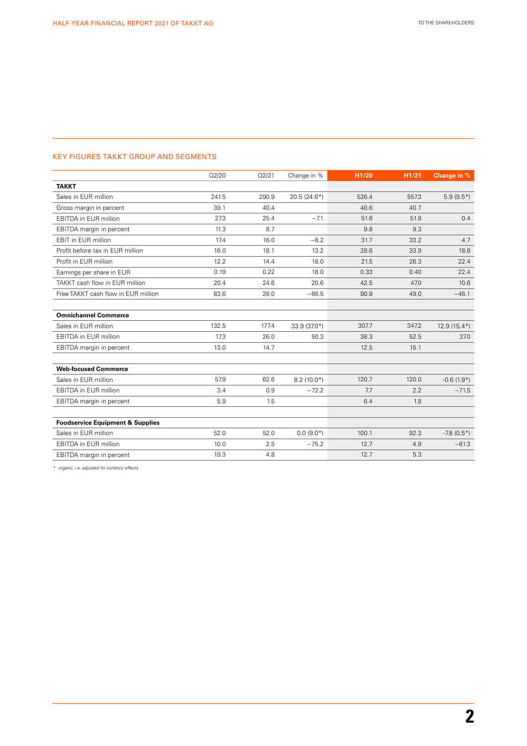## KEY FIGURES TAKKT GROUP AND SEGMENTS

| | Q2/20 | Q2/21 | Change in % | H1/20 | H1/21 | Change in % |
|---|---|---|---|---|---|---|
| **TAKKT** | | | | | | |
| Sales in EUR million | 241.5 | 290.9 | 20.5 (24.6*) | 526.4 | 557.3 | 5.9 (9.5*) |
| Gross margin in percent | 39.1 | 40.4 | | 40.6 | 40.7 | |
| EBITDA in EUR million | 27.3 | 25.4 | −7.1 | 51.6 | 51.8 | 0.4 |
| EBITDA margin in percent | 11.3 | 8.7 | | 9.8 | 9.3 | |
| EBIT in EUR million | 17.4 | 16.0 | −8.2 | 31.7 | 33.2 | 4.7 |
| Profit before tax in EUR million | 16.0 | 18.1 | 13.2 | 28.6 | 33.9 | 18.6 |
| Profit in EUR million | 12.2 | 14.4 | 18.0 | 21.5 | 26.3 | 22.4 |
| Earnings per share in EUR | 0.19 | 0.22 | 18.0 | 0.33 | 0.40 | 22.4 |
| TAKKT cash flow in EUR million | 20.4 | 24.6 | 20.6 | 42.5 | 47.0 | 10.6 |
| Free TAKKT cash flow in EUR million | 83.6 | 28.0 | −66.5 | 90.9 | 49.0 | −46.1 |
| | | | | | | |
| **Omnichannel Commerce** | | | | | | |
| Sales in EUR million | 132.5 | 177.4 | 33.9 (37.0*) | 307.7 | 347.2 | 12.9 (15.4*) |
| EBITDA in EUR million | 17.3 | 26.0 | 50.3 | 38.3 | 52.5 | 37.0 |
| EBITDA margin in percent | 13.0 | 14.7 | | 12.5 | 15.1 | |
| | | | | | | |
| **Web-focused Commerce** | | | | | | |
| Sales in EUR million | 57.9 | 62.6 | 8.2 (10.0*) | 120.7 | 120.0 | -0.6 (1.9*) |
| EBITDA in EUR million | 3.4 | 0.9 | −72.2 | 7.7 | 2.2 | −71.5 |
| EBITDA margin in percent | 5.9 | 1.5 | | 6.4 | 1.8 | |
| | | | | | | |
| **Foodservice Equipment & Supplies** | | | | | | |
| Sales in EUR million | 52.0 | 52.0 | 0.0 (9.0*) | 100.1 | 92.3 | -7.8 (0.5*) |
| EBITDA in EUR million | 10.0 | 2.5 | −75.2 | 12.7 | 4.9 | −61.3 |
| EBITDA margin in percent | 19.3 | 4.8 | | 12.7 | 5.3 | |

* *organic, i.e. adjusted for currency effects*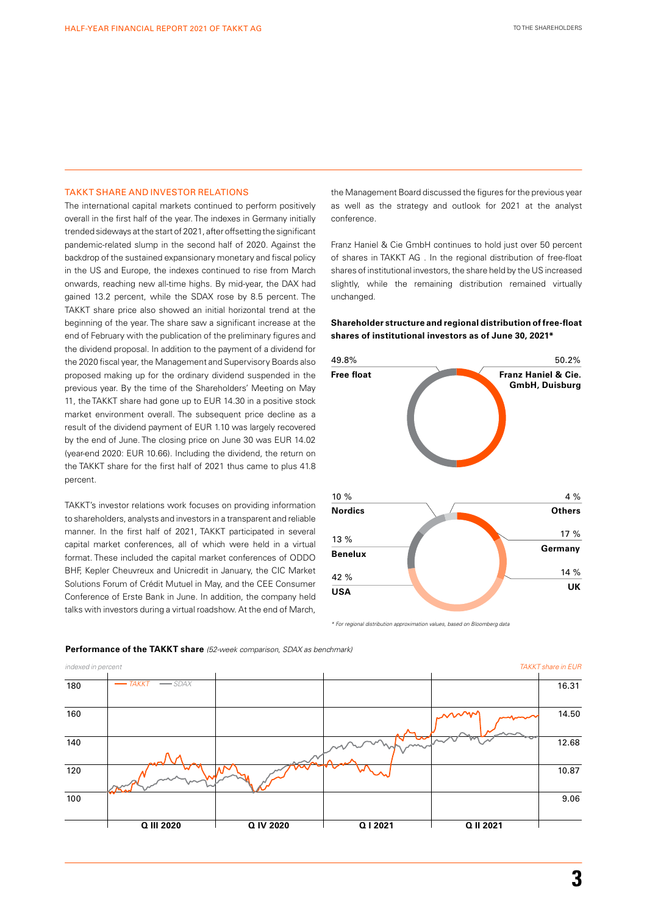## TAKKT SHARE AND INVESTOR RELATIONS

The international capital markets continued to perform positively overall in the first half of the year. The indexes in Germany initially trended sideways at the start of 2021, after offsetting the significant pandemic-related slump in the second half of 2020. Against the backdrop of the sustained expansionary monetary and fiscal policy in the US and Europe, the indexes continued to rise from March onwards, reaching new all-time highs. By mid-year, the DAX had gained 13.2 percent, while the SDAX rose by 8.5 percent. The TAKKT share price also showed an initial horizontal trend at the beginning of the year. The share saw a significant increase at the end of February with the publication of the preliminary figures and the dividend proposal. In addition to the payment of a dividend for the 2020 fiscal year, the Management and Supervisory Boards also proposed making up for the ordinary dividend suspended in the previous year. By the time of the Shareholders' Meeting on May 11, the TAKKT share had gone up to EUR 14.30 in a positive stock market environment overall. The subsequent price decline as a result of the dividend payment of EUR 1.10 was largely recovered by the end of June. The closing price on June 30 was EUR 14.02 (year-end 2020: EUR 10.66). Including the dividend, the return on the TAKKT share for the first half of 2021 thus came to plus 41.8 percent.

TAKKT's investor relations work focuses on providing information to shareholders, analysts and investors in a transparent and reliable manner. In the first half of 2021, TAKKT participated in several capital market conferences, all of which were held in a virtual format. These included the capital market conferences of ODDO BHF, Kepler Cheuvreux and Unicredit in January, the CIC Market Solutions Forum of Crédit Mutuel in May, and the CEE Consumer Conference of Erste Bank in June. In addition, the company held talks with investors during a virtual roadshow. At the end of March, the Management Board discussed the figures for the previous year as well as the strategy and outlook for 2021 at the analyst conference.

Franz Haniel & Cie GmbH continues to hold just over 50 percent of shares in TAKKT AG . In the regional distribution of free-float shares of institutional investors, the share held by the US increased slightly, while the remaining distribution remained virtually unchanged.

**Shareholder structure and regional distribution of free-float shares of institutional investors as of June 30, 2021***

| Shareholder | Share |
|---|---|
| Free float | 49.8% |
| Franz Haniel & Cie. GmbH, Duisburg | 50.2% |

| Region | Share |
|---|---|
| Nordics | 10 % |
| Benelux | 13 % |
| USA | 42 % |
| Others | 4 % |
| Germany | 17 % |
| UK | 14 % |

*\* For regional distribution approximation values, based on Bloomberg data*

**Performance of the TAKKT share** *(52-week comparison, SDAX as benchmark)*

*indexed in percent* — *TAKKT share in EUR*

| Indexed in percent | TAKKT share in EUR |
|---|---|
| 180 | 16.31 |
| 160 | 14.50 |
| 140 | 12.68 |
| 120 | 10.87 |
| 100 | 9.06 |

Legend: TAKKT, SDAX

Q III 2020 | Q IV 2020 | Q I 2021 | Q II 2021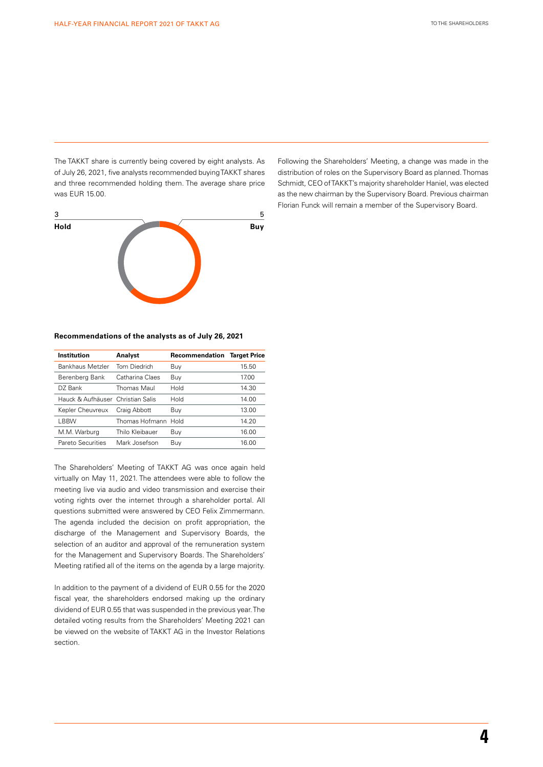The TAKKT share is currently being covered by eight analysts. As of July 26, 2021, five analysts recommended buying TAKKT shares and three recommended holding them. The average share price was EUR 15.00.

3
**Hold**

5
**Buy**

**Recommendations of the analysts as of July 26, 2021**

| Institution | Analyst | Recommendation | Target Price |
|---|---|---|---|
| Bankhaus Metzler | Tom Diedrich | Buy | 15.50 |
| Berenberg Bank | Catharina Claes | Buy | 17.00 |
| DZ Bank | Thomas Maul | Hold | 14.30 |
| Hauck & Aufhäuser | Christian Salis | Hold | 14.00 |
| Kepler Cheuvreux | Craig Abbott | Buy | 13.00 |
| LBBW | Thomas Hofmann | Hold | 14.20 |
| M.M. Warburg | Thilo Kleibauer | Buy | 16.00 |
| Pareto Securities | Mark Josefson | Buy | 16.00 |

The Shareholders' Meeting of TAKKT AG was once again held virtually on May 11, 2021. The attendees were able to follow the meeting live via audio and video transmission and exercise their voting rights over the internet through a shareholder portal. All questions submitted were answered by CEO Felix Zimmermann. The agenda included the decision on profit appropriation, the discharge of the Management and Supervisory Boards, the selection of an auditor and approval of the remuneration system for the Management and Supervisory Boards. The Shareholders' Meeting ratified all of the items on the agenda by a large majority.

In addition to the payment of a dividend of EUR 0.55 for the 2020 fiscal year, the shareholders endorsed making up the ordinary dividend of EUR 0.55 that was suspended in the previous year. The detailed voting results from the Shareholders' Meeting 2021 can be viewed on the website of TAKKT AG in the Investor Relations section.

Following the Shareholders' Meeting, a change was made in the distribution of roles on the Supervisory Board as planned. Thomas Schmidt, CEO of TAKKT's majority shareholder Haniel, was elected as the new chairman by the Supervisory Board. Previous chairman Florian Funck will remain a member of the Supervisory Board.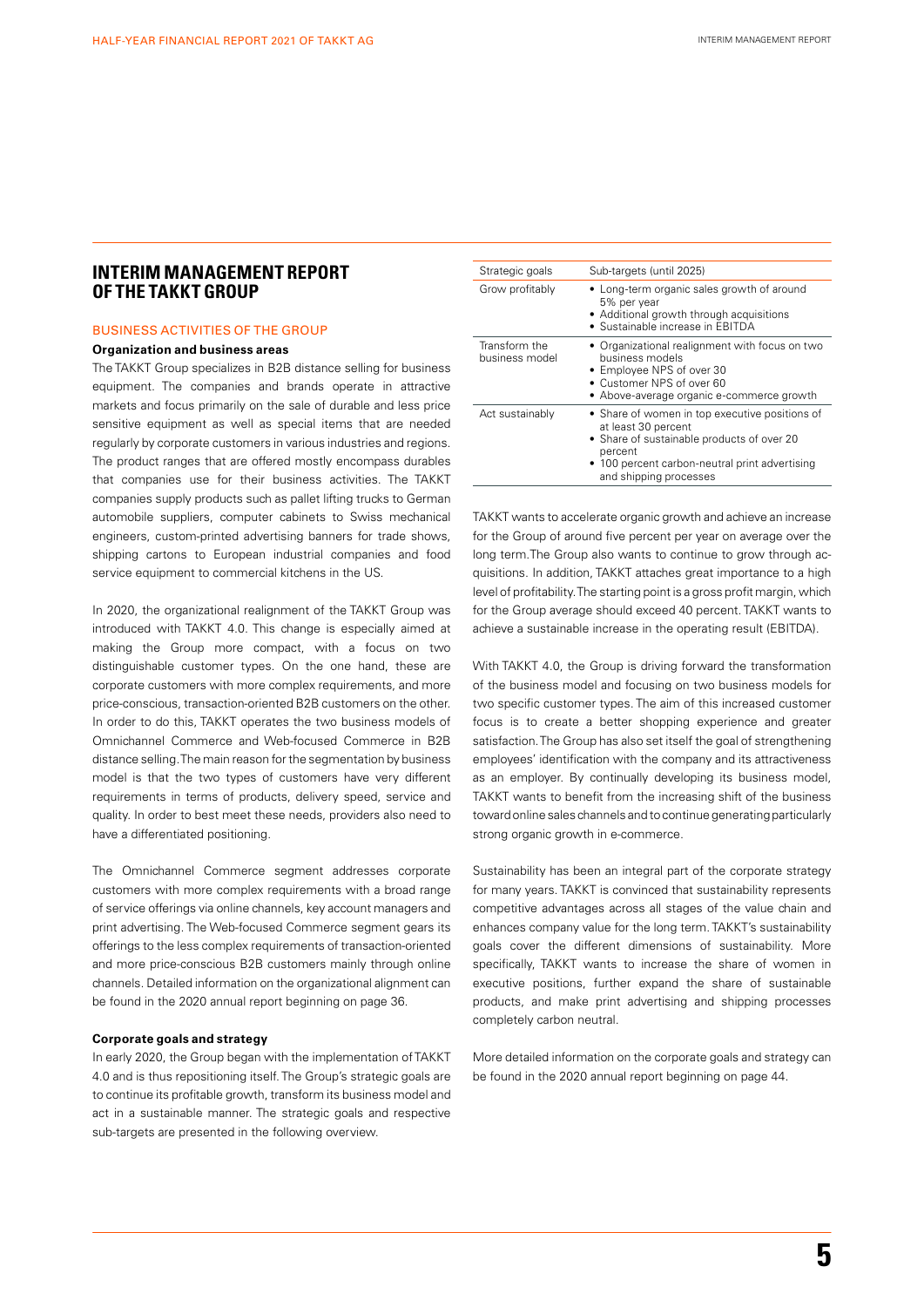# INTERIM MANAGEMENT REPORT OF THE TAKKT GROUP

## BUSINESS ACTIVITIES OF THE GROUP

### Organization and business areas

The TAKKT Group specializes in B2B distance selling for business equipment. The companies and brands operate in attractive markets and focus primarily on the sale of durable and less price sensitive equipment as well as special items that are needed regularly by corporate customers in various industries and regions. The product ranges that are offered mostly encompass durables that companies use for their business activities. The TAKKT companies supply products such as pallet lifting trucks to German automobile suppliers, computer cabinets to Swiss mechanical engineers, custom-printed advertising banners for trade shows, shipping cartons to European industrial companies and food service equipment to commercial kitchens in the US.

In 2020, the organizational realignment of the TAKKT Group was introduced with TAKKT 4.0. This change is especially aimed at making the Group more compact, with a focus on two distinguishable customer types. On the one hand, these are corporate customers with more complex requirements, and more price-conscious, transaction-oriented B2B customers on the other. In order to do this, TAKKT operates the two business models of Omnichannel Commerce and Web-focused Commerce in B2B distance selling. The main reason for the segmentation by business model is that the two types of customers have very different requirements in terms of products, delivery speed, service and quality. In order to best meet these needs, providers also need to have a differentiated positioning.

The Omnichannel Commerce segment addresses corporate customers with more complex requirements with a broad range of service offerings via online channels, key account managers and print advertising. The Web-focused Commerce segment gears its offerings to the less complex requirements of transaction-oriented and more price-conscious B2B customers mainly through online channels. Detailed information on the organizational alignment can be found in the 2020 annual report beginning on page 36.

### Corporate goals and strategy

In early 2020, the Group began with the implementation of TAKKT 4.0 and is thus repositioning itself. The Group's strategic goals are to continue its profitable growth, transform its business model and act in a sustainable manner. The strategic goals and respective sub-targets are presented in the following overview.

| Strategic goals | Sub-targets (until 2025) |
|---|---|
| Grow profitably | • Long-term organic sales growth of around 5% per year<br>• Additional growth through acquisitions<br>• Sustainable increase in EBITDA |
| Transform the business model | • Organizational realignment with focus on two business models<br>• Employee NPS of over 30<br>• Customer NPS of over 60<br>• Above-average organic e-commerce growth |
| Act sustainably | • Share of women in top executive positions of at least 30 percent<br>• Share of sustainable products of over 20 percent<br>• 100 percent carbon-neutral print advertising and shipping processes |

TAKKT wants to accelerate organic growth and achieve an increase for the Group of around five percent per year on average over the long term. The Group also wants to continue to grow through acquisitions. In addition, TAKKT attaches great importance to a high level of profitability. The starting point is a gross profit margin, which for the Group average should exceed 40 percent. TAKKT wants to achieve a sustainable increase in the operating result (EBITDA).

With TAKKT 4.0, the Group is driving forward the transformation of the business model and focusing on two business models for two specific customer types. The aim of this increased customer focus is to create a better shopping experience and greater satisfaction. The Group has also set itself the goal of strengthening employees' identification with the company and its attractiveness as an employer. By continually developing its business model, TAKKT wants to benefit from the increasing shift of the business toward online sales channels and to continue generating particularly strong organic growth in e-commerce.

Sustainability has been an integral part of the corporate strategy for many years. TAKKT is convinced that sustainability represents competitive advantages across all stages of the value chain and enhances company value for the long term. TAKKT's sustainability goals cover the different dimensions of sustainability. More specifically, TAKKT wants to increase the share of women in executive positions, further expand the share of sustainable products, and make print advertising and shipping processes completely carbon neutral.

More detailed information on the corporate goals and strategy can be found in the 2020 annual report beginning on page 44.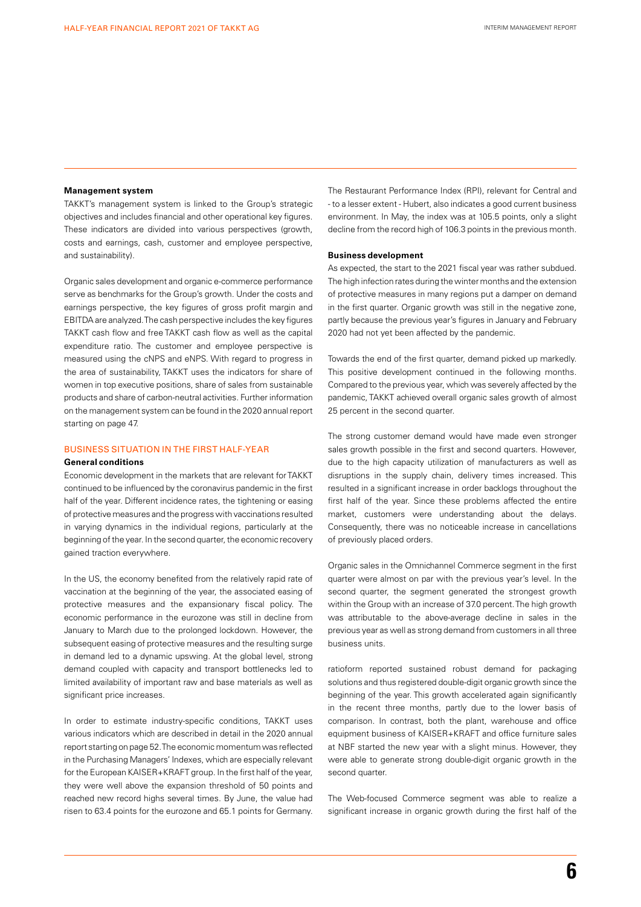**Management system**

TAKKT's management system is linked to the Group's strategic objectives and includes financial and other operational key figures. These indicators are divided into various perspectives (growth, costs and earnings, cash, customer and employee perspective, and sustainability).

Organic sales development and organic e-commerce performance serve as benchmarks for the Group's growth. Under the costs and earnings perspective, the key figures of gross profit margin and EBITDA are analyzed. The cash perspective includes the key figures TAKKT cash flow and free TAKKT cash flow as well as the capital expenditure ratio. The customer and employee perspective is measured using the cNPS and eNPS. With regard to progress in the area of sustainability, TAKKT uses the indicators for share of women in top executive positions, share of sales from sustainable products and share of carbon-neutral activities. Further information on the management system can be found in the 2020 annual report starting on page 47.

## BUSINESS SITUATION IN THE FIRST HALF-YEAR

**General conditions**

Economic development in the markets that are relevant for TAKKT continued to be influenced by the coronavirus pandemic in the first half of the year. Different incidence rates, the tightening or easing of protective measures and the progress with vaccinations resulted in varying dynamics in the individual regions, particularly at the beginning of the year. In the second quarter, the economic recovery gained traction everywhere.

In the US, the economy benefited from the relatively rapid rate of vaccination at the beginning of the year, the associated easing of protective measures and the expansionary fiscal policy. The economic performance in the eurozone was still in decline from January to March due to the prolonged lockdown. However, the subsequent easing of protective measures and the resulting surge in demand led to a dynamic upswing. At the global level, strong demand coupled with capacity and transport bottlenecks led to limited availability of important raw and base materials as well as significant price increases.

In order to estimate industry-specific conditions, TAKKT uses various indicators which are described in detail in the 2020 annual report starting on page 52. The economic momentum was reflected in the Purchasing Managers' Indexes, which are especially relevant for the European KAISER+KRAFT group. In the first half of the year, they were well above the expansion threshold of 50 points and reached new record highs several times. By June, the value had risen to 63.4 points for the eurozone and 65.1 points for Germany.

The Restaurant Performance Index (RPI), relevant for Central and - to a lesser extent - Hubert, also indicates a good current business environment. In May, the index was at 105.5 points, only a slight decline from the record high of 106.3 points in the previous month.

**Business development**

As expected, the start to the 2021 fiscal year was rather subdued. The high infection rates during the winter months and the extension of protective measures in many regions put a damper on demand in the first quarter. Organic growth was still in the negative zone, partly because the previous year's figures in January and February 2020 had not yet been affected by the pandemic.

Towards the end of the first quarter, demand picked up markedly. This positive development continued in the following months. Compared to the previous year, which was severely affected by the pandemic, TAKKT achieved overall organic sales growth of almost 25 percent in the second quarter.

The strong customer demand would have made even stronger sales growth possible in the first and second quarters. However, due to the high capacity utilization of manufacturers as well as disruptions in the supply chain, delivery times increased. This resulted in a significant increase in order backlogs throughout the first half of the year. Since these problems affected the entire market, customers were understanding about the delays. Consequently, there was no noticeable increase in cancellations of previously placed orders.

Organic sales in the Omnichannel Commerce segment in the first quarter were almost on par with the previous year's level. In the second quarter, the segment generated the strongest growth within the Group with an increase of 37.0 percent. The high growth was attributable to the above-average decline in sales in the previous year as well as strong demand from customers in all three business units.

ratioform reported sustained robust demand for packaging solutions and thus registered double-digit organic growth since the beginning of the year. This growth accelerated again significantly in the recent three months, partly due to the lower basis of comparison. In contrast, both the plant, warehouse and office equipment business of KAISER+KRAFT and office furniture sales at NBF started the new year with a slight minus. However, they were able to generate strong double-digit organic growth in the second quarter.

The Web-focused Commerce segment was able to realize a significant increase in organic growth during the first half of the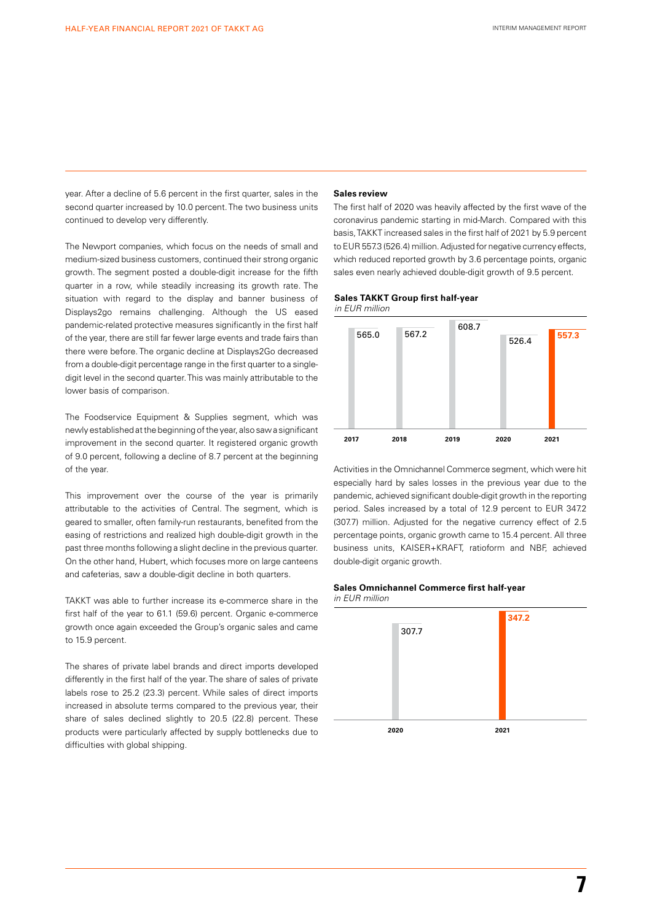year. After a decline of 5.6 percent in the first quarter, sales in the second quarter increased by 10.0 percent. The two business units continued to develop very differently.

The Newport companies, which focus on the needs of small and medium-sized business customers, continued their strong organic growth. The segment posted a double-digit increase for the fifth quarter in a row, while steadily increasing its growth rate. The situation with regard to the display and banner business of Displays2go remains challenging. Although the US eased pandemic-related protective measures significantly in the first half of the year, there are still far fewer large events and trade fairs than there were before. The organic decline at Displays2Go decreased from a double-digit percentage range in the first quarter to a single-digit level in the second quarter. This was mainly attributable to the lower basis of comparison.

The Foodservice Equipment & Supplies segment, which was newly established at the beginning of the year, also saw a significant improvement in the second quarter. It registered organic growth of 9.0 percent, following a decline of 8.7 percent at the beginning of the year.

This improvement over the course of the year is primarily attributable to the activities of Central. The segment, which is geared to smaller, often family-run restaurants, benefited from the easing of restrictions and realized high double-digit growth in the past three months following a slight decline in the previous quarter. On the other hand, Hubert, which focuses more on large canteens and cafeterias, saw a double-digit decline in both quarters.

TAKKT was able to further increase its e-commerce share in the first half of the year to 61.1 (59.6) percent. Organic e-commerce growth once again exceeded the Group's organic sales and came to 15.9 percent.

The shares of private label brands and direct imports developed differently in the first half of the year. The share of sales of private labels rose to 25.2 (23.3) percent. While sales of direct imports increased in absolute terms compared to the previous year, their share of sales declined slightly to 20.5 (22.8) percent. These products were particularly affected by supply bottlenecks due to difficulties with global shipping.

**Sales review**

The first half of 2020 was heavily affected by the first wave of the coronavirus pandemic starting in mid-March. Compared with this basis, TAKKT increased sales in the first half of 2021 by 5.9 percent to EUR 557.3 (526.4) million. Adjusted for negative currency effects, which reduced reported growth by 3.6 percentage points, organic sales even nearly achieved double-digit growth of 9.5 percent.

**Sales TAKKT Group first half-year**
*in EUR million*

| 2017 | 2018 | 2019 | 2020 | 2021 |
|---|---|---|---|---|
| 565.0 | 567.2 | 608.7 | 526.4 | **557.3** |

Activities in the Omnichannel Commerce segment, which were hit especially hard by sales losses in the previous year due to the pandemic, achieved significant double-digit growth in the reporting period. Sales increased by a total of 12.9 percent to EUR 347.2 (307.7) million. Adjusted for the negative currency effect of 2.5 percentage points, organic growth came to 15.4 percent. All three business units, KAISER+KRAFT, ratioform and NBF, achieved double-digit organic growth.

**Sales Omnichannel Commerce first half-year**
*in EUR million*

| 2020 | 2021 |
|---|---|
| 307.7 | **347.2** |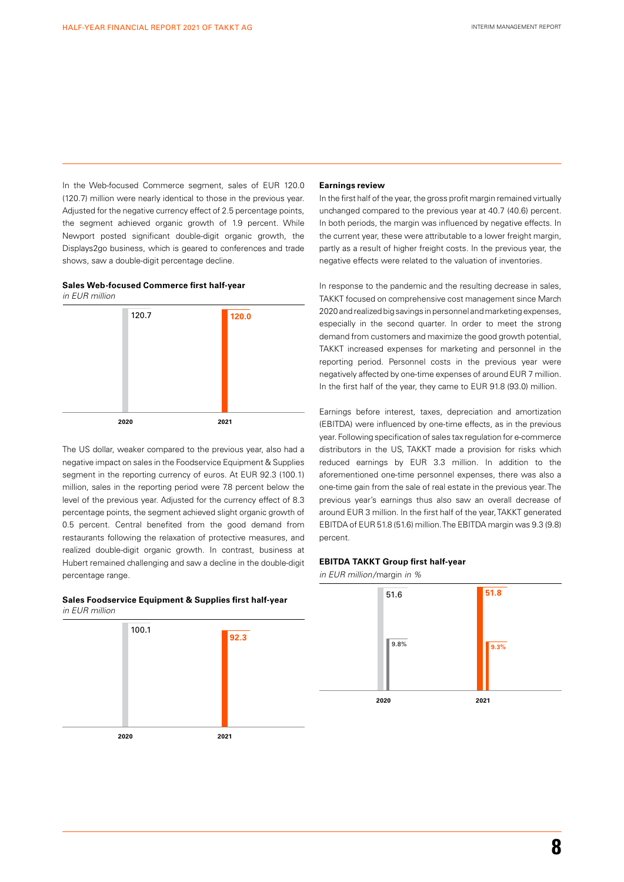In the Web-focused Commerce segment, sales of EUR 120.0 (120.7) million were nearly identical to those in the previous year. Adjusted for the negative currency effect of 2.5 percentage points, the segment achieved organic growth of 1.9 percent. While Newport posted significant double-digit organic growth, the Displays2go business, which is geared to conferences and trade shows, saw a double-digit percentage decline.

**Sales Web-focused Commerce first half-year**
*in EUR million*

| 2020 | 2021 |
|---|---|
| 120.7 | **120.0** |

The US dollar, weaker compared to the previous year, also had a negative impact on sales in the Foodservice Equipment & Supplies segment in the reporting currency of euros. At EUR 92.3 (100.1) million, sales in the reporting period were 7.8 percent below the level of the previous year. Adjusted for the currency effect of 8.3 percentage points, the segment achieved slight organic growth of 0.5 percent. Central benefited from the good demand from restaurants following the relaxation of protective measures, and realized double-digit organic growth. In contrast, business at Hubert remained challenging and saw a decline in the double-digit percentage range.

**Sales Foodservice Equipment & Supplies first half-year**
*in EUR million*

| 2020 | 2021 |
|---|---|
| 100.1 | **92.3** |

**Earnings review**

In the first half of the year, the gross profit margin remained virtually unchanged compared to the previous year at 40.7 (40.6) percent. In both periods, the margin was influenced by negative effects. In the current year, these were attributable to a lower freight margin, partly as a result of higher freight costs. In the previous year, the negative effects were related to the valuation of inventories.

In response to the pandemic and the resulting decrease in sales, TAKKT focused on comprehensive cost management since March 2020 and realized big savings in personnel and marketing expenses, especially in the second quarter. In order to meet the strong demand from customers and maximize the good growth potential, TAKKT increased expenses for marketing and personnel in the reporting period. Personnel costs in the previous year were negatively affected by one-time expenses of around EUR 7 million. In the first half of the year, they came to EUR 91.8 (93.0) million.

Earnings before interest, taxes, depreciation and amortization (EBITDA) were influenced by one-time effects, as in the previous year. Following specification of sales tax regulation for e-commerce distributors in the US, TAKKT made a provision for risks which reduced earnings by EUR 3.3 million. In addition to the aforementioned one-time personnel expenses, there was also a one-time gain from the sale of real estate in the previous year. The previous year's earnings thus also saw an overall decrease of around EUR 3 million. In the first half of the year, TAKKT generated EBITDA of EUR 51.8 (51.6) million. The EBITDA margin was 9.3 (9.8) percent.

**EBITDA TAKKT Group first half-year**
*in EUR million/margin in %*

| | 2020 | 2021 |
|---|---|---|
| EBITDA | 51.6 | **51.8** |
| Margin | 9.8% | **9.3%** |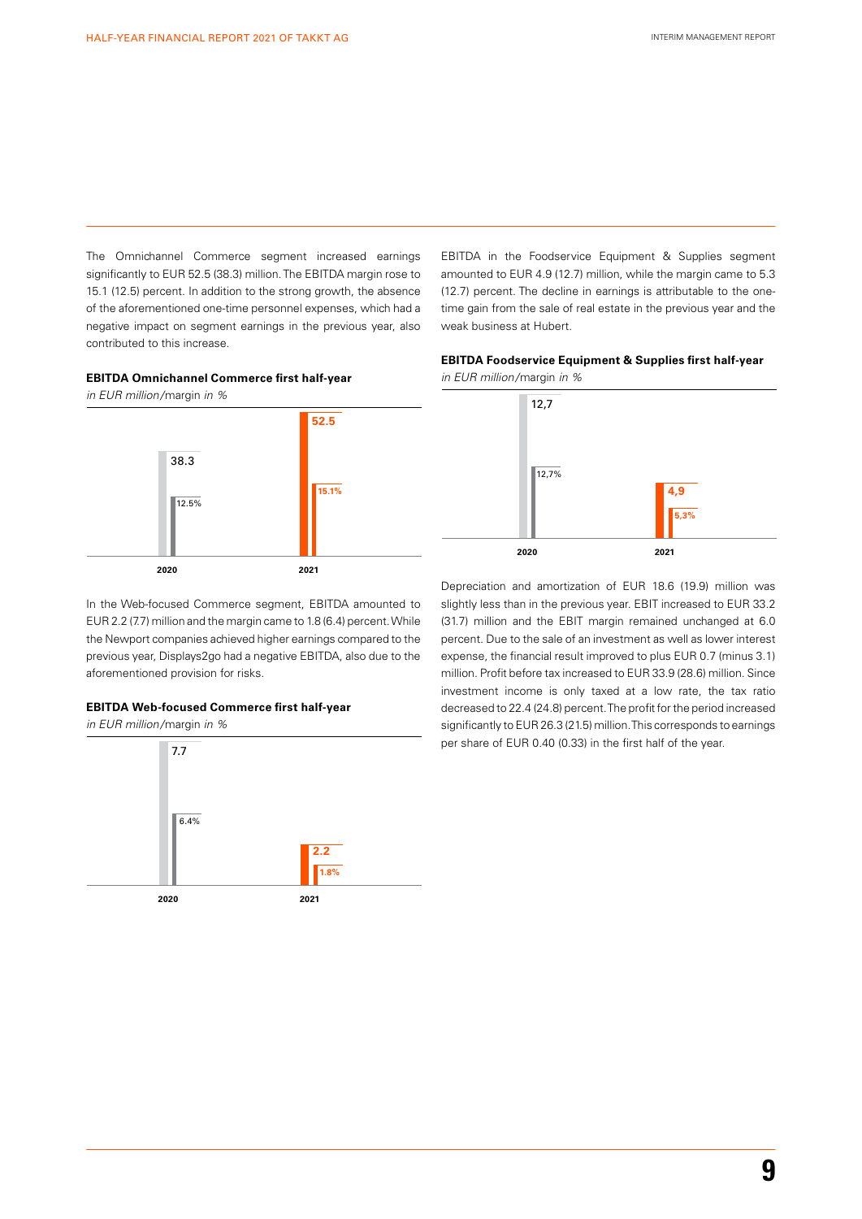The Omnichannel Commerce segment increased earnings significantly to EUR 52.5 (38.3) million. The EBITDA margin rose to 15.1 (12.5) percent. In addition to the strong growth, the absence of the aforementioned one-time personnel expenses, which had a negative impact on segment earnings in the previous year, also contributed to this increase.

**EBITDA Omnichannel Commerce first half-year**
*in EUR million/margin in %*

| | 2020 | 2021 |
|---|---|---|
| EBITDA | 38.3 | 52.5 |
| Margin | 12.5% | 15.1% |

In the Web-focused Commerce segment, EBITDA amounted to EUR 2.2 (7.7) million and the margin came to 1.8 (6.4) percent. While the Newport companies achieved higher earnings compared to the previous year, Displays2go had a negative EBITDA, also due to the aforementioned provision for risks.

**EBITDA Web-focused Commerce first half-year**
*in EUR million/margin in %*

| | 2020 | 2021 |
|---|---|---|
| EBITDA | 7.7 | 2.2 |
| Margin | 6.4% | 1.8% |

EBITDA in the Foodservice Equipment & Supplies segment amounted to EUR 4.9 (12.7) million, while the margin came to 5.3 (12.7) percent. The decline in earnings is attributable to the one-time gain from the sale of real estate in the previous year and the weak business at Hubert.

**EBITDA Foodservice Equipment & Supplies first half-year**
*in EUR million/margin in %*

| | 2020 | 2021 |
|---|---|---|
| EBITDA | 12,7 | 4,9 |
| Margin | 12,7% | 5,3% |

Depreciation and amortization of EUR 18.6 (19.9) million was slightly less than in the previous year. EBIT increased to EUR 33.2 (31.7) million and the EBIT margin remained unchanged at 6.0 percent. Due to the sale of an investment as well as lower interest expense, the financial result improved to plus EUR 0.7 (minus 3.1) million. Profit before tax increased to EUR 33.9 (28.6) million. Since investment income is only taxed at a low rate, the tax ratio decreased to 22.4 (24.8) percent. The profit for the period increased significantly to EUR 26.3 (21.5) million. This corresponds to earnings per share of EUR 0.40 (0.33) in the first half of the year.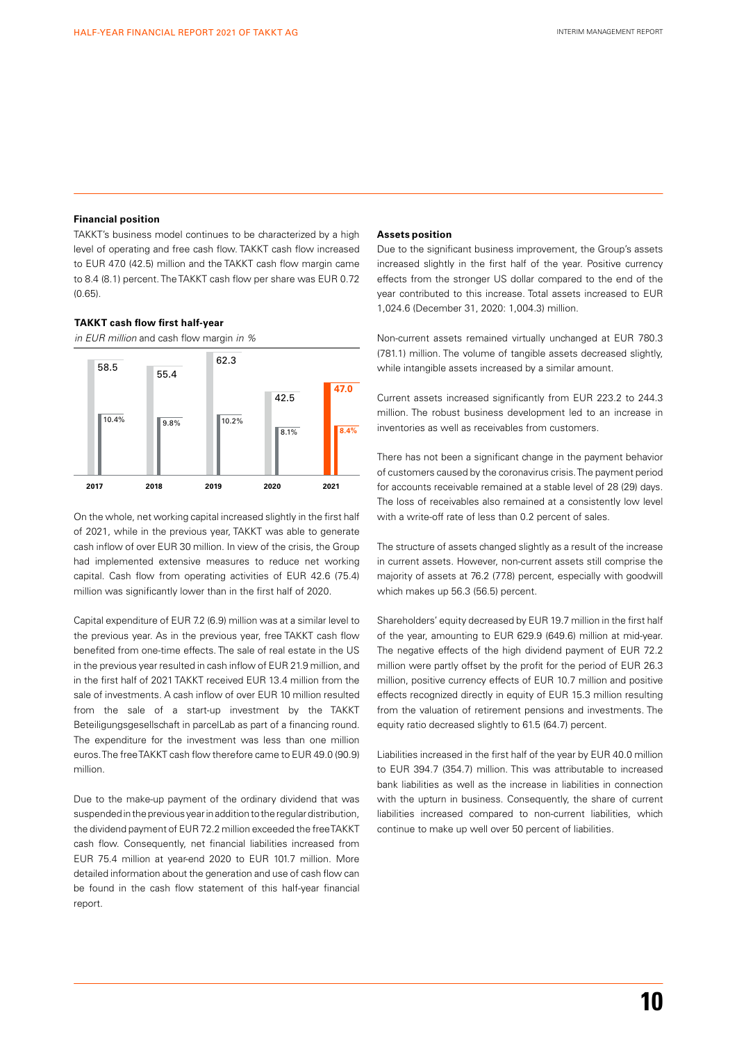### Financial position

TAKKT's business model continues to be characterized by a high level of operating and free cash flow. TAKKT cash flow increased to EUR 47.0 (42.5) million and the TAKKT cash flow margin came to 8.4 (8.1) percent. The TAKKT cash flow per share was EUR 0.72 (0.65).

**TAKKT cash flow first half-year**

*in EUR million* and cash flow margin *in %*

| | 2017 | 2018 | 2019 | 2020 | 2021 |
|---|---|---|---|---|---|
| Cash flow (EUR million) | 58.5 | 55.4 | 62.3 | 42.5 | 47.0 |
| Cash flow margin (%) | 10.4% | 9.8% | 10.2% | 8.1% | 8.4% |

On the whole, net working capital increased slightly in the first half of 2021, while in the previous year, TAKKT was able to generate cash inflow of over EUR 30 million. In view of the crisis, the Group had implemented extensive measures to reduce net working capital. Cash flow from operating activities of EUR 42.6 (75.4) million was significantly lower than in the first half of 2020.

Capital expenditure of EUR 7.2 (6.9) million was at a similar level to the previous year. As in the previous year, free TAKKT cash flow benefited from one-time effects. The sale of real estate in the US in the previous year resulted in cash inflow of EUR 21.9 million, and in the first half of 2021 TAKKT received EUR 13.4 million from the sale of investments. A cash inflow of over EUR 10 million resulted from the sale of a start-up investment by the TAKKT Beteiligungsgesellschaft in parcelLab as part of a financing round. The expenditure for the investment was less than one million euros. The free TAKKT cash flow therefore came to EUR 49.0 (90.9) million.

Due to the make-up payment of the ordinary dividend that was suspended in the previous year in addition to the regular distribution, the dividend payment of EUR 72.2 million exceeded the free TAKKT cash flow. Consequently, net financial liabilities increased from EUR 75.4 million at year-end 2020 to EUR 101.7 million. More detailed information about the generation and use of cash flow can be found in the cash flow statement of this half-year financial report.

### Assets position

Due to the significant business improvement, the Group's assets increased slightly in the first half of the year. Positive currency effects from the stronger US dollar compared to the end of the year contributed to this increase. Total assets increased to EUR 1,024.6 (December 31, 2020: 1,004.3) million.

Non-current assets remained virtually unchanged at EUR 780.3 (781.1) million. The volume of tangible assets decreased slightly, while intangible assets increased by a similar amount.

Current assets increased significantly from EUR 223.2 to 244.3 million. The robust business development led to an increase in inventories as well as receivables from customers.

There has not been a significant change in the payment behavior of customers caused by the coronavirus crisis. The payment period for accounts receivable remained at a stable level of 28 (29) days. The loss of receivables also remained at a consistently low level with a write-off rate of less than 0.2 percent of sales.

The structure of assets changed slightly as a result of the increase in current assets. However, non-current assets still comprise the majority of assets at 76.2 (77.8) percent, especially with goodwill which makes up 56.3 (56.5) percent.

Shareholders' equity decreased by EUR 19.7 million in the first half of the year, amounting to EUR 629.9 (649.6) million at mid-year. The negative effects of the high dividend payment of EUR 72.2 million were partly offset by the profit for the period of EUR 26.3 million, positive currency effects of EUR 10.7 million and positive effects recognized directly in equity of EUR 15.3 million resulting from the valuation of retirement pensions and investments. The equity ratio decreased slightly to 61.5 (64.7) percent.

Liabilities increased in the first half of the year by EUR 40.0 million to EUR 394.7 (354.7) million. This was attributable to increased bank liabilities as well as the increase in liabilities in connection with the upturn in business. Consequently, the share of current liabilities increased compared to non-current liabilities, which continue to make up well over 50 percent of liabilities.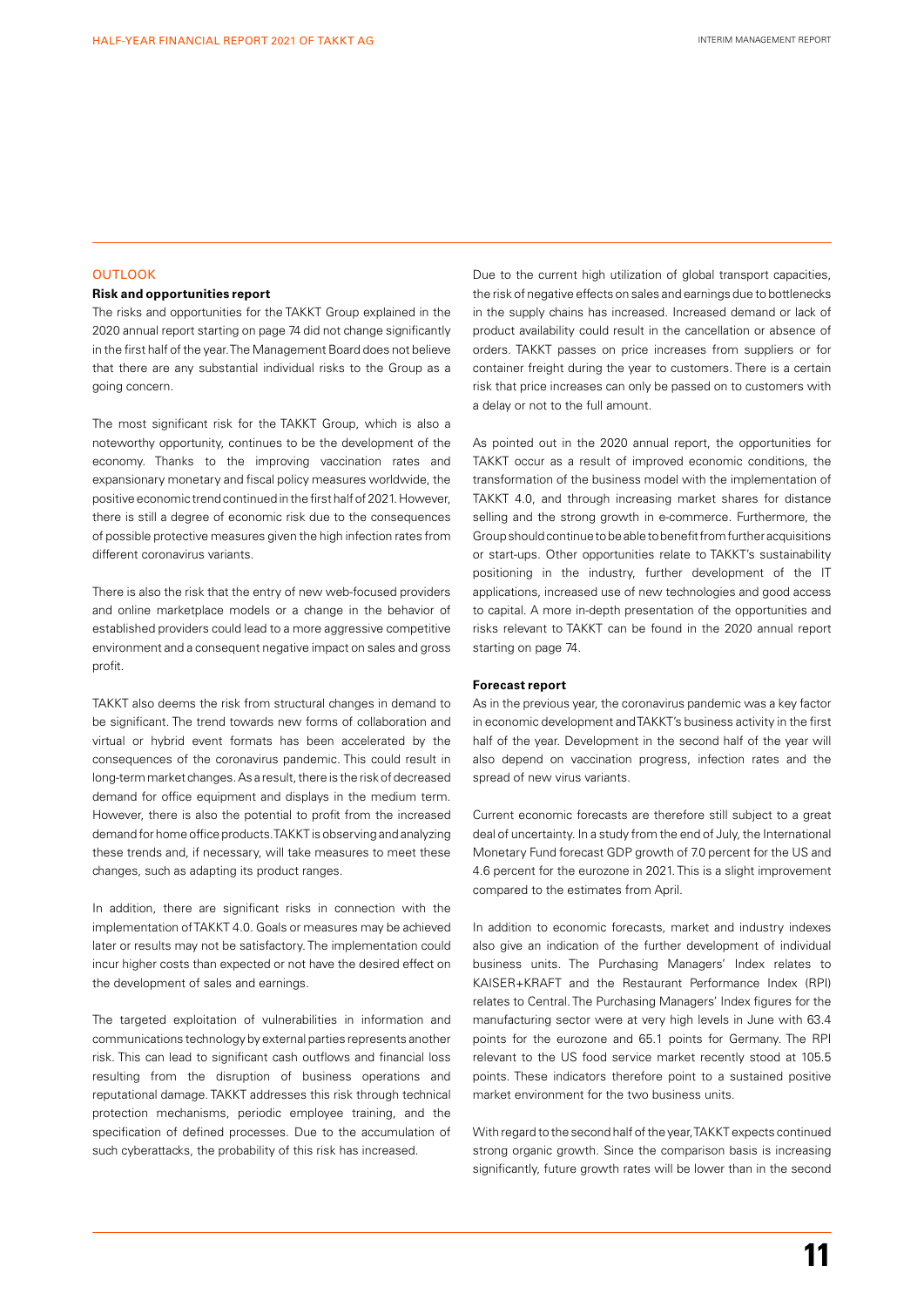## OUTLOOK

### Risk and opportunities report

The risks and opportunities for the TAKKT Group explained in the 2020 annual report starting on page 74 did not change significantly in the first half of the year. The Management Board does not believe that there are any substantial individual risks to the Group as a going concern.

The most significant risk for the TAKKT Group, which is also a noteworthy opportunity, continues to be the development of the economy. Thanks to the improving vaccination rates and expansionary monetary and fiscal policy measures worldwide, the positive economic trend continued in the first half of 2021. However, there is still a degree of economic risk due to the consequences of possible protective measures given the high infection rates from different coronavirus variants.

There is also the risk that the entry of new web-focused providers and online marketplace models or a change in the behavior of established providers could lead to a more aggressive competitive environment and a consequent negative impact on sales and gross profit.

TAKKT also deems the risk from structural changes in demand to be significant. The trend towards new forms of collaboration and virtual or hybrid event formats has been accelerated by the consequences of the coronavirus pandemic. This could result in long-term market changes. As a result, there is the risk of decreased demand for office equipment and displays in the medium term. However, there is also the potential to profit from the increased demand for home office products. TAKKT is observing and analyzing these trends and, if necessary, will take measures to meet these changes, such as adapting its product ranges.

In addition, there are significant risks in connection with the implementation of TAKKT 4.0. Goals or measures may be achieved later or results may not be satisfactory. The implementation could incur higher costs than expected or not have the desired effect on the development of sales and earnings.

The targeted exploitation of vulnerabilities in information and communications technology by external parties represents another risk. This can lead to significant cash outflows and financial loss resulting from the disruption of business operations and reputational damage. TAKKT addresses this risk through technical protection mechanisms, periodic employee training, and the specification of defined processes. Due to the accumulation of such cyberattacks, the probability of this risk has increased.

Due to the current high utilization of global transport capacities, the risk of negative effects on sales and earnings due to bottlenecks in the supply chains has increased. Increased demand or lack of product availability could result in the cancellation or absence of orders. TAKKT passes on price increases from suppliers or for container freight during the year to customers. There is a certain risk that price increases can only be passed on to customers with a delay or not to the full amount.

As pointed out in the 2020 annual report, the opportunities for TAKKT occur as a result of improved economic conditions, the transformation of the business model with the implementation of TAKKT 4.0, and through increasing market shares for distance selling and the strong growth in e-commerce. Furthermore, the Group should continue to be able to benefit from further acquisitions or start-ups. Other opportunities relate to TAKKT's sustainability positioning in the industry, further development of the IT applications, increased use of new technologies and good access to capital. A more in-depth presentation of the opportunities and risks relevant to TAKKT can be found in the 2020 annual report starting on page 74.

### Forecast report

As in the previous year, the coronavirus pandemic was a key factor in economic development and TAKKT's business activity in the first half of the year. Development in the second half of the year will also depend on vaccination progress, infection rates and the spread of new virus variants.

Current economic forecasts are therefore still subject to a great deal of uncertainty. In a study from the end of July, the International Monetary Fund forecast GDP growth of 7.0 percent for the US and 4.6 percent for the eurozone in 2021. This is a slight improvement compared to the estimates from April.

In addition to economic forecasts, market and industry indexes also give an indication of the further development of individual business units. The Purchasing Managers' Index relates to KAISER+KRAFT and the Restaurant Performance Index (RPI) relates to Central. The Purchasing Managers' Index figures for the manufacturing sector were at very high levels in June with 63.4 points for the eurozone and 65.1 points for Germany. The RPI relevant to the US food service market recently stood at 105.5 points. These indicators therefore point to a sustained positive market environment for the two business units.

With regard to the second half of the year, TAKKT expects continued strong organic growth. Since the comparison basis is increasing significantly, future growth rates will be lower than in the second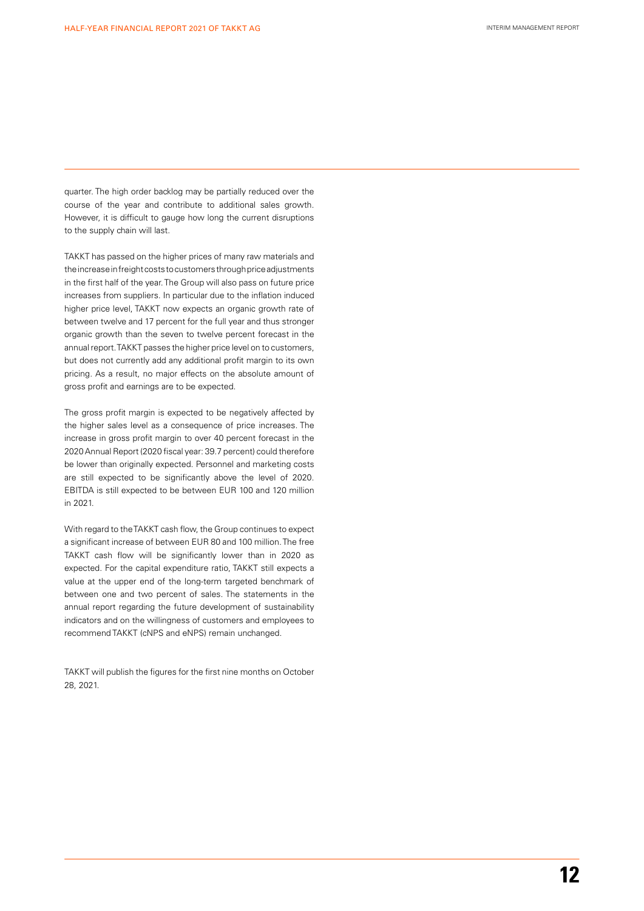quarter. The high order backlog may be partially reduced over the course of the year and contribute to additional sales growth. However, it is difficult to gauge how long the current disruptions to the supply chain will last.

TAKKT has passed on the higher prices of many raw materials and the increase in freight costs to customers through price adjustments in the first half of the year. The Group will also pass on future price increases from suppliers. In particular due to the inflation induced higher price level, TAKKT now expects an organic growth rate of between twelve and 17 percent for the full year and thus stronger organic growth than the seven to twelve percent forecast in the annual report. TAKKT passes the higher price level on to customers, but does not currently add any additional profit margin to its own pricing. As a result, no major effects on the absolute amount of gross profit and earnings are to be expected.

The gross profit margin is expected to be negatively affected by the higher sales level as a consequence of price increases. The increase in gross profit margin to over 40 percent forecast in the 2020 Annual Report (2020 fiscal year: 39.7 percent) could therefore be lower than originally expected. Personnel and marketing costs are still expected to be significantly above the level of 2020. EBITDA is still expected to be between EUR 100 and 120 million in 2021.

With regard to the TAKKT cash flow, the Group continues to expect a significant increase of between EUR 80 and 100 million. The free TAKKT cash flow will be significantly lower than in 2020 as expected. For the capital expenditure ratio, TAKKT still expects a value at the upper end of the long-term targeted benchmark of between one and two percent of sales. The statements in the annual report regarding the future development of sustainability indicators and on the willingness of customers and employees to recommend TAKKT (cNPS and eNPS) remain unchanged.

TAKKT will publish the figures for the first nine months on October 28, 2021.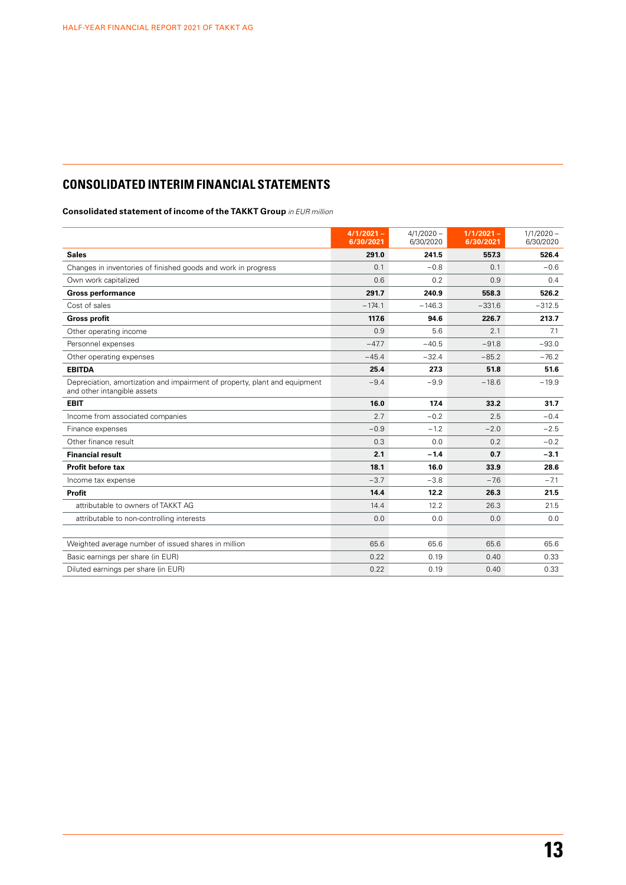# CONSOLIDATED INTERIM FINANCIAL STATEMENTS

**Consolidated statement of income of the TAKKT Group** *in EUR million*

| | 4/1/2021 – 6/30/2021 | 4/1/2020 – 6/30/2020 | 1/1/2021 – 6/30/2021 | 1/1/2020 – 6/30/2020 |
|---|---|---|---|---|
| **Sales** | **291.0** | **241.5** | **557.3** | **526.4** |
| Changes in inventories of finished goods and work in progress | 0.1 | –0.8 | 0.1 | –0.6 |
| Own work capitalized | 0.6 | 0.2 | 0.9 | 0.4 |
| **Gross performance** | **291.7** | **240.9** | **558.3** | **526.2** |
| Cost of sales | –174.1 | –146.3 | –331.6 | –312.5 |
| **Gross profit** | **117.6** | **94.6** | **226.7** | **213.7** |
| Other operating income | 0.9 | 5.6 | 2.1 | 7.1 |
| Personnel expenses | –47.7 | –40.5 | –91.8 | –93.0 |
| Other operating expenses | –45.4 | –32.4 | –85.2 | –76.2 |
| **EBITDA** | **25.4** | **27.3** | **51.8** | **51.6** |
| Depreciation, amortization and impairment of property, plant and equipment and other intangible assets | –9.4 | –9.9 | –18.6 | –19.9 |
| **EBIT** | **16.0** | **17.4** | **33.2** | **31.7** |
| Income from associated companies | 2.7 | –0.2 | 2.5 | –0.4 |
| Finance expenses | –0.9 | –1.2 | –2.0 | –2.5 |
| Other finance result | 0.3 | 0.0 | 0.2 | –0.2 |
| **Financial result** | **2.1** | **–1.4** | **0.7** | **–3.1** |
| **Profit before tax** | **18.1** | **16.0** | **33.9** | **28.6** |
| Income tax expense | –3.7 | –3.8 | –7.6 | –7.1 |
| **Profit** | **14.4** | **12.2** | **26.3** | **21.5** |
| attributable to owners of TAKKT AG | 14.4 | 12.2 | 26.3 | 21.5 |
| attributable to non-controlling interests | 0.0 | 0.0 | 0.0 | 0.0 |
| | | | | |
| Weighted average number of issued shares in million | 65.6 | 65.6 | 65.6 | 65.6 |
| Basic earnings per share (in EUR) | 0.22 | 0.19 | 0.40 | 0.33 |
| Diluted earnings per share (in EUR) | 0.22 | 0.19 | 0.40 | 0.33 |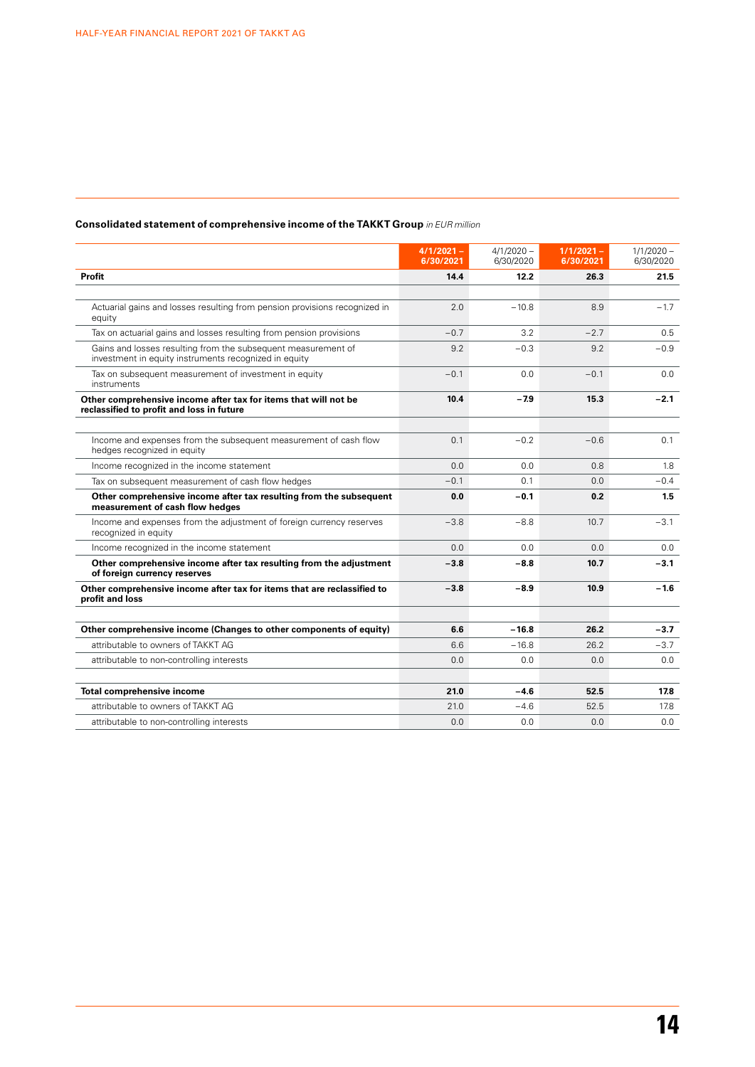**Consolidated statement of comprehensive income of the TAKKT Group** *in EUR million*

| | 4/1/2021 – 6/30/2021 | 4/1/2020 – 6/30/2020 | 1/1/2021 – 6/30/2021 | 1/1/2020 – 6/30/2020 |
|---|---|---|---|---|
| **Profit** | **14.4** | **12.2** | **26.3** | **21.5** |
| | | | | |
| Actuarial gains and losses resulting from pension provisions recognized in equity | 2.0 | –10.8 | 8.9 | –1.7 |
| Tax on actuarial gains and losses resulting from pension provisions | –0.7 | 3.2 | –2.7 | 0.5 |
| Gains and losses resulting from the subsequent measurement of investment in equity instruments recognized in equity | 9.2 | –0.3 | 9.2 | –0.9 |
| Tax on subsequent measurement of investment in equity instruments | –0.1 | 0.0 | –0.1 | 0.0 |
| **Other comprehensive income after tax for items that will not be reclassified to profit and loss in future** | **10.4** | **–7.9** | **15.3** | **–2.1** |
| | | | | |
| Income and expenses from the subsequent measurement of cash flow hedges recognized in equity | 0.1 | –0.2 | –0.6 | 0.1 |
| Income recognized in the income statement | 0.0 | 0.0 | 0.8 | 1.8 |
| Tax on subsequent measurement of cash flow hedges | –0.1 | 0.1 | 0.0 | –0.4 |
| **Other comprehensive income after tax resulting from the subsequent measurement of cash flow hedges** | **0.0** | **–0.1** | **0.2** | **1.5** |
| Income and expenses from the adjustment of foreign currency reserves recognized in equity | –3.8 | –8.8 | 10.7 | –3.1 |
| Income recognized in the income statement | 0.0 | 0.0 | 0.0 | 0.0 |
| **Other comprehensive income after tax resulting from the adjustment of foreign currency reserves** | **–3.8** | **–8.8** | **10.7** | **–3.1** |
| **Other comprehensive income after tax for items that are reclassified to profit and loss** | **–3.8** | **–8.9** | **10.9** | **–1.6** |
| | | | | |
| **Other comprehensive income (Changes to other components of equity)** | **6.6** | **–16.8** | **26.2** | **–3.7** |
| attributable to owners of TAKKT AG | 6.6 | –16.8 | 26.2 | –3.7 |
| attributable to non-controlling interests | 0.0 | 0.0 | 0.0 | 0.0 |
| | | | | |
| **Total comprehensive income** | **21.0** | **–4.6** | **52.5** | **17.8** |
| attributable to owners of TAKKT AG | 21.0 | –4.6 | 52.5 | 17.8 |
| attributable to non-controlling interests | 0.0 | 0.0 | 0.0 | 0.0 |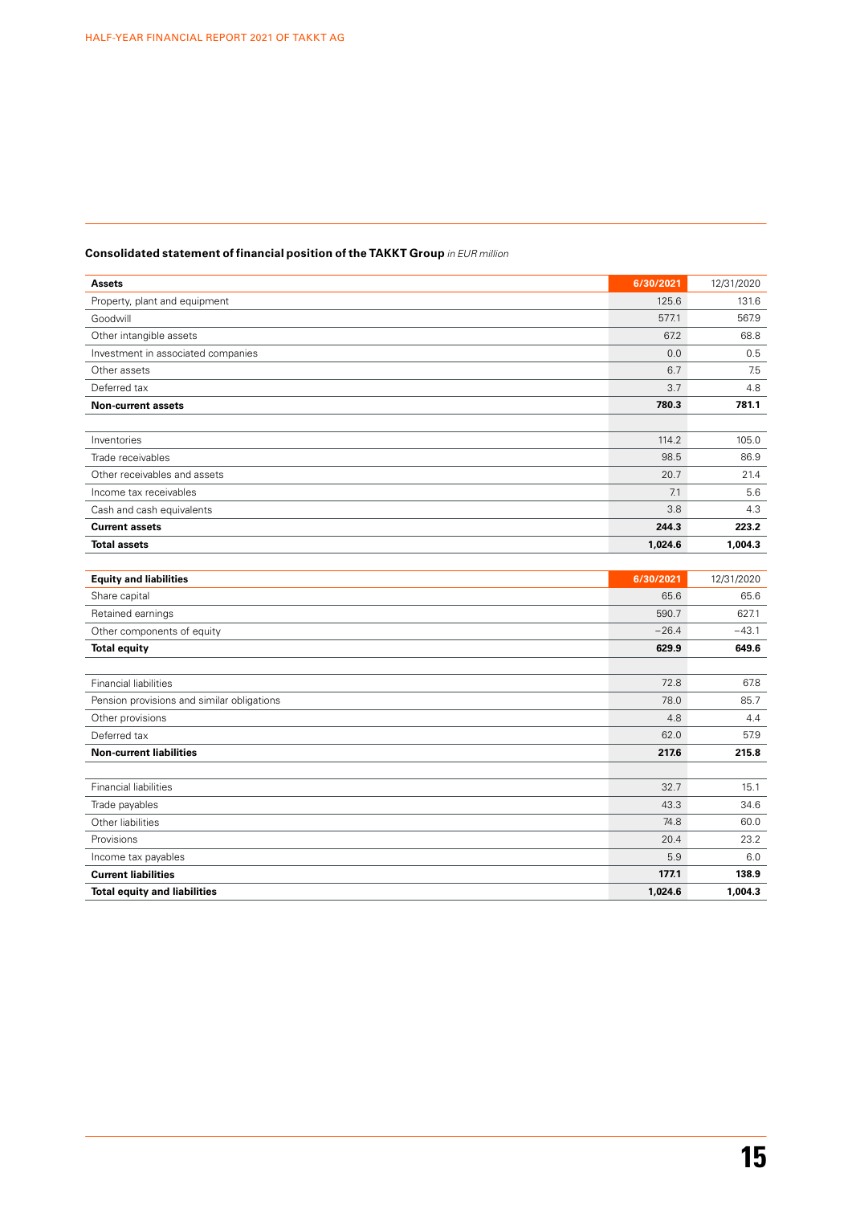**Consolidated statement of financial position of the TAKKT Group** *in EUR million*

| Assets | 6/30/2021 | 12/31/2020 |
|---|---|---|
| Property, plant and equipment | 125.6 | 131.6 |
| Goodwill | 577.1 | 567.9 |
| Other intangible assets | 67.2 | 68.8 |
| Investment in associated companies | 0.0 | 0.5 |
| Other assets | 6.7 | 7.5 |
| Deferred tax | 3.7 | 4.8 |
| **Non-current assets** | **780.3** | **781.1** |
| | | |
| Inventories | 114.2 | 105.0 |
| Trade receivables | 98.5 | 86.9 |
| Other receivables and assets | 20.7 | 21.4 |
| Income tax receivables | 7.1 | 5.6 |
| Cash and cash equivalents | 3.8 | 4.3 |
| **Current assets** | **244.3** | **223.2** |
| **Total assets** | **1,024.6** | **1,004.3** |

| Equity and liabilities | 6/30/2021 | 12/31/2020 |
|---|---|---|
| Share capital | 65.6 | 65.6 |
| Retained earnings | 590.7 | 627.1 |
| Other components of equity | −26.4 | −43.1 |
| **Total equity** | **629.9** | **649.6** |
| | | |
| Financial liabilities | 72.8 | 67.8 |
| Pension provisions and similar obligations | 78.0 | 85.7 |
| Other provisions | 4.8 | 4.4 |
| Deferred tax | 62.0 | 57.9 |
| **Non-current liabilities** | **217.6** | **215.8** |
| | | |
| Financial liabilities | 32.7 | 15.1 |
| Trade payables | 43.3 | 34.6 |
| Other liabilities | 74.8 | 60.0 |
| Provisions | 20.4 | 23.2 |
| Income tax payables | 5.9 | 6.0 |
| **Current liabilities** | **177.1** | **138.9** |
| **Total equity and liabilities** | **1,024.6** | **1,004.3** |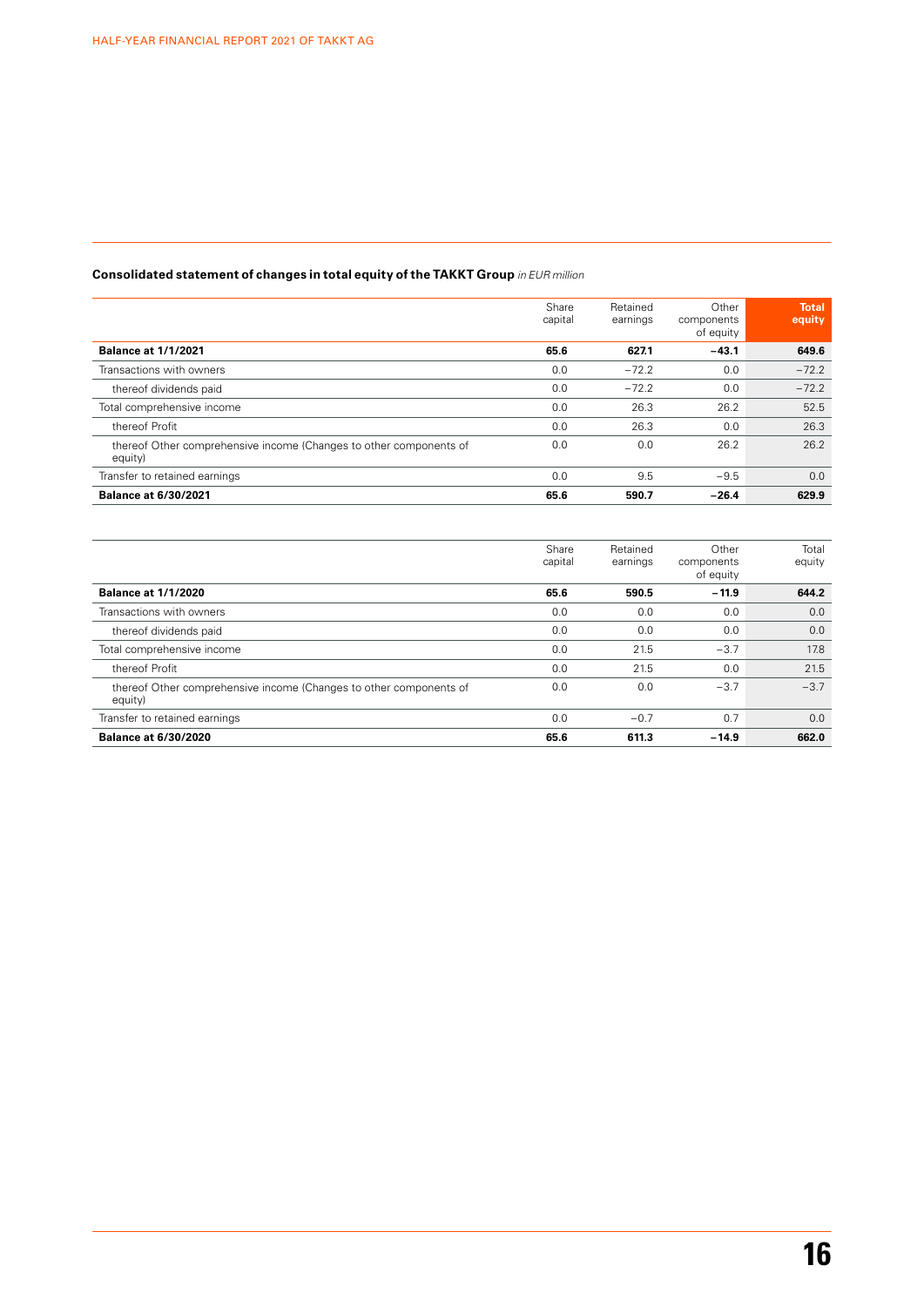**Consolidated statement of changes in total equity of the TAKKT Group** *in EUR million*

| | Share capital | Retained earnings | Other components of equity | Total equity |
|---|---|---|---|---|
| **Balance at 1/1/2021** | **65.6** | **627.1** | **−43.1** | **649.6** |
| Transactions with owners | 0.0 | −72.2 | 0.0 | −72.2 |
| thereof dividends paid | 0.0 | −72.2 | 0.0 | −72.2 |
| Total comprehensive income | 0.0 | 26.3 | 26.2 | 52.5 |
| thereof Profit | 0.0 | 26.3 | 0.0 | 26.3 |
| thereof Other comprehensive income (Changes to other components of equity) | 0.0 | 0.0 | 26.2 | 26.2 |
| Transfer to retained earnings | 0.0 | 9.5 | −9.5 | 0.0 |
| **Balance at 6/30/2021** | **65.6** | **590.7** | **−26.4** | **629.9** |

| | Share capital | Retained earnings | Other components of equity | Total equity |
|---|---|---|---|---|
| **Balance at 1/1/2020** | **65.6** | **590.5** | **−11.9** | **644.2** |
| Transactions with owners | 0.0 | 0.0 | 0.0 | 0.0 |
| thereof dividends paid | 0.0 | 0.0 | 0.0 | 0.0 |
| Total comprehensive income | 0.0 | 21.5 | −3.7 | 17.8 |
| thereof Profit | 0.0 | 21.5 | 0.0 | 21.5 |
| thereof Other comprehensive income (Changes to other components of equity) | 0.0 | 0.0 | −3.7 | −3.7 |
| Transfer to retained earnings | 0.0 | −0.7 | 0.7 | 0.0 |
| **Balance at 6/30/2020** | **65.6** | **611.3** | **−14.9** | **662.0** |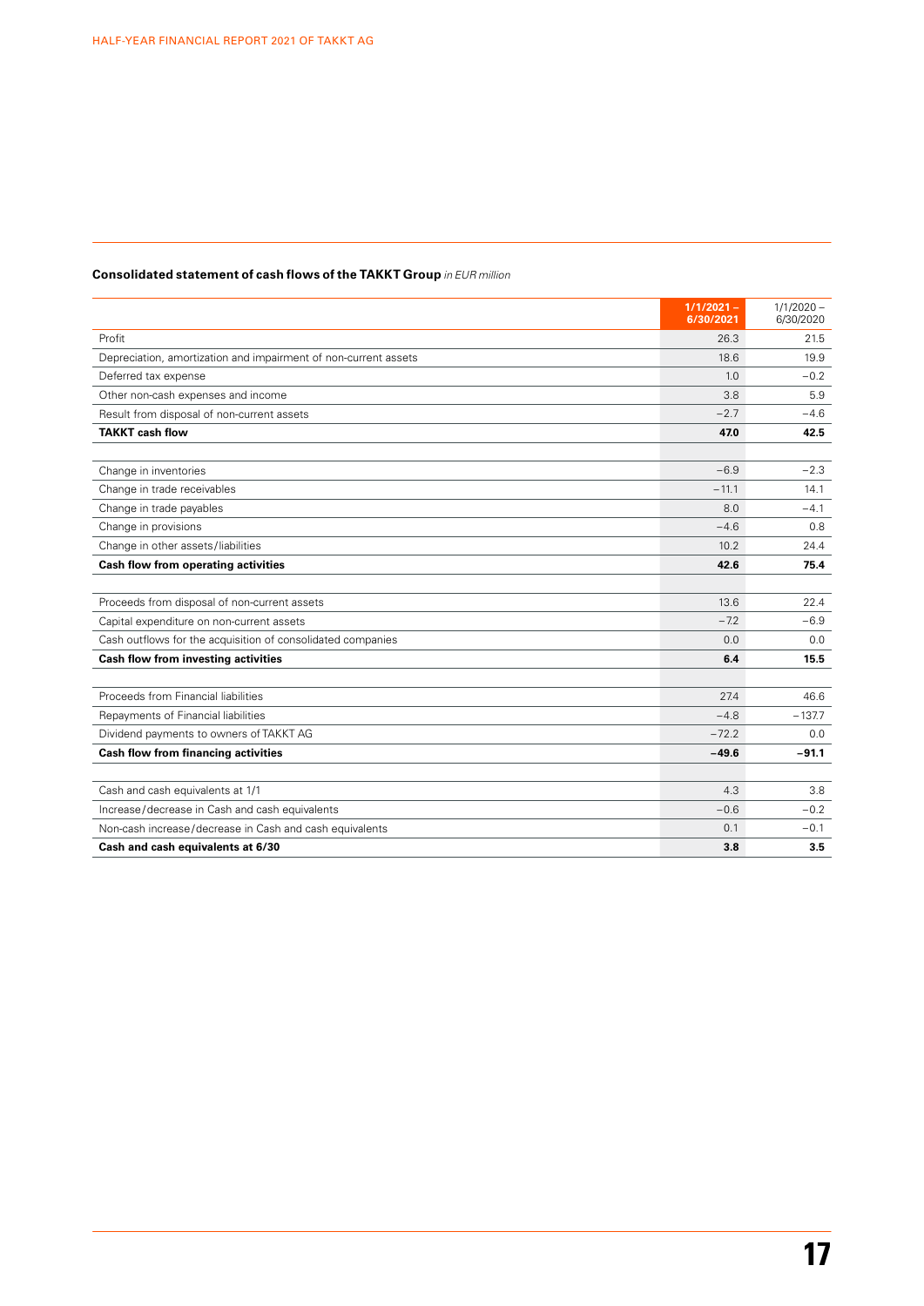**Consolidated statement of cash flows of the TAKKT Group** *in EUR million*

| | 1/1/2021 – 6/30/2021 | 1/1/2020 – 6/30/2020 |
|---|---|---|
| Profit | 26.3 | 21.5 |
| Depreciation, amortization and impairment of non-current assets | 18.6 | 19.9 |
| Deferred tax expense | 1.0 | –0.2 |
| Other non-cash expenses and income | 3.8 | 5.9 |
| Result from disposal of non-current assets | –2.7 | –4.6 |
| **TAKKT cash flow** | **47.0** | **42.5** |
| | | |
| Change in inventories | –6.9 | –2.3 |
| Change in trade receivables | –11.1 | 14.1 |
| Change in trade payables | 8.0 | –4.1 |
| Change in provisions | –4.6 | 0.8 |
| Change in other assets/liabilities | 10.2 | 24.4 |
| **Cash flow from operating activities** | **42.6** | **75.4** |
| | | |
| Proceeds from disposal of non-current assets | 13.6 | 22.4 |
| Capital expenditure on non-current assets | –7.2 | –6.9 |
| Cash outflows for the acquisition of consolidated companies | 0.0 | 0.0 |
| **Cash flow from investing activities** | **6.4** | **15.5** |
| | | |
| Proceeds from Financial liabilities | 27.4 | 46.6 |
| Repayments of Financial liabilities | –4.8 | –137.7 |
| Dividend payments to owners of TAKKT AG | –72.2 | 0.0 |
| **Cash flow from financing activities** | **–49.6** | **–91.1** |
| | | |
| Cash and cash equivalents at 1/1 | 4.3 | 3.8 |
| Increase/decrease in Cash and cash equivalents | –0.6 | –0.2 |
| Non-cash increase/decrease in Cash and cash equivalents | 0.1 | –0.1 |
| **Cash and cash equivalents at 6/30** | **3.8** | **3.5** |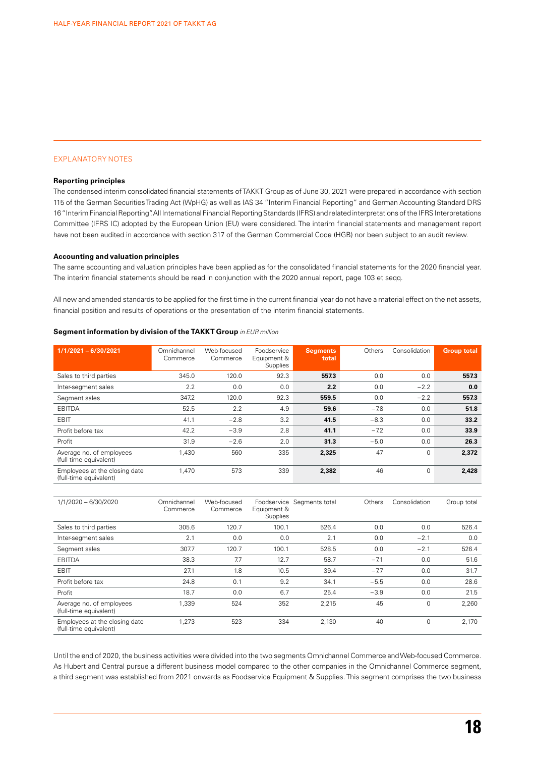## EXPLANATORY NOTES

### Reporting principles

The condensed interim consolidated financial statements of TAKKT Group as of June 30, 2021 were prepared in accordance with section 115 of the German Securities Trading Act (WpHG) as well as IAS 34 "Interim Financial Reporting" and German Accounting Standard DRS 16 "Interim Financial Reporting". All International Financial Reporting Standards (IFRS) and related interpretations of the IFRS Interpretations Committee (IFRS IC) adopted by the European Union (EU) were considered. The interim financial statements and management report have not been audited in accordance with section 317 of the German Commercial Code (HGB) nor been subject to an audit review.

### Accounting and valuation principles

The same accounting and valuation principles have been applied as for the consolidated financial statements for the 2020 financial year. The interim financial statements should be read in conjunction with the 2020 annual report, page 103 et seqq.

All new and amended standards to be applied for the first time in the current financial year do not have a material effect on the net assets, financial position and results of operations or the presentation of the interim financial statements.

**Segment information by division of the TAKKT Group** *in EUR million*

| 1/1/2021 – 6/30/2021 | Omnichannel Commerce | Web-focused Commerce | Foodservice Equipment & Supplies | Segments total | Others | Consolidation | Group total |
|---|---|---|---|---|---|---|---|
| Sales to third parties | 345.0 | 120.0 | 92.3 | **557.3** | 0.0 | 0.0 | **557.3** |
| Inter-segment sales | 2.2 | 0.0 | 0.0 | **2.2** | 0.0 | −2.2 | **0.0** |
| Segment sales | 347.2 | 120.0 | 92.3 | **559.5** | 0.0 | −2.2 | **557.3** |
| EBITDA | 52.5 | 2.2 | 4.9 | **59.6** | −7.8 | 0.0 | **51.8** |
| EBIT | 41.1 | −2.8 | 3.2 | **41.5** | −8.3 | 0.0 | **33.2** |
| Profit before tax | 42.2 | −3.9 | 2.8 | **41.1** | −7.2 | 0.0 | **33.9** |
| Profit | 31.9 | −2.6 | 2.0 | **31.3** | −5.0 | 0.0 | **26.3** |
| Average no. of employees (full-time equivalent) | 1,430 | 560 | 335 | **2,325** | 47 | 0 | **2,372** |
| Employees at the closing date (full-time equivalent) | 1,470 | 573 | 339 | **2,382** | 46 | 0 | **2,428** |

| 1/1/2020 – 6/30/2020 | Omnichannel Commerce | Web-focused Commerce | Foodservice Equipment & Supplies | Segments total | Others | Consolidation | Group total |
|---|---|---|---|---|---|---|---|
| Sales to third parties | 305.6 | 120.7 | 100.1 | 526.4 | 0.0 | 0.0 | 526.4 |
| Inter-segment sales | 2.1 | 0.0 | 0.0 | 2.1 | 0.0 | −2.1 | 0.0 |
| Segment sales | 307.7 | 120.7 | 100.1 | 528.5 | 0.0 | −2.1 | 526.4 |
| EBITDA | 38.3 | 7.7 | 12.7 | 58.7 | −7.1 | 0.0 | 51.6 |
| EBIT | 27.1 | 1.8 | 10.5 | 39.4 | −7.7 | 0.0 | 31.7 |
| Profit before tax | 24.8 | 0.1 | 9.2 | 34.1 | −5.5 | 0.0 | 28.6 |
| Profit | 18.7 | 0.0 | 6.7 | 25.4 | −3.9 | 0.0 | 21.5 |
| Average no. of employees (full-time equivalent) | 1,339 | 524 | 352 | 2,215 | 45 | 0 | 2,260 |
| Employees at the closing date (full-time equivalent) | 1,273 | 523 | 334 | 2,130 | 40 | 0 | 2,170 |

Until the end of 2020, the business activities were divided into the two segments Omnichannel Commerce and Web-focused Commerce. As Hubert and Central pursue a different business model compared to the other companies in the Omnichannel Commerce segment, a third segment was established from 2021 onwards as Foodservice Equipment & Supplies. This segment comprises the two business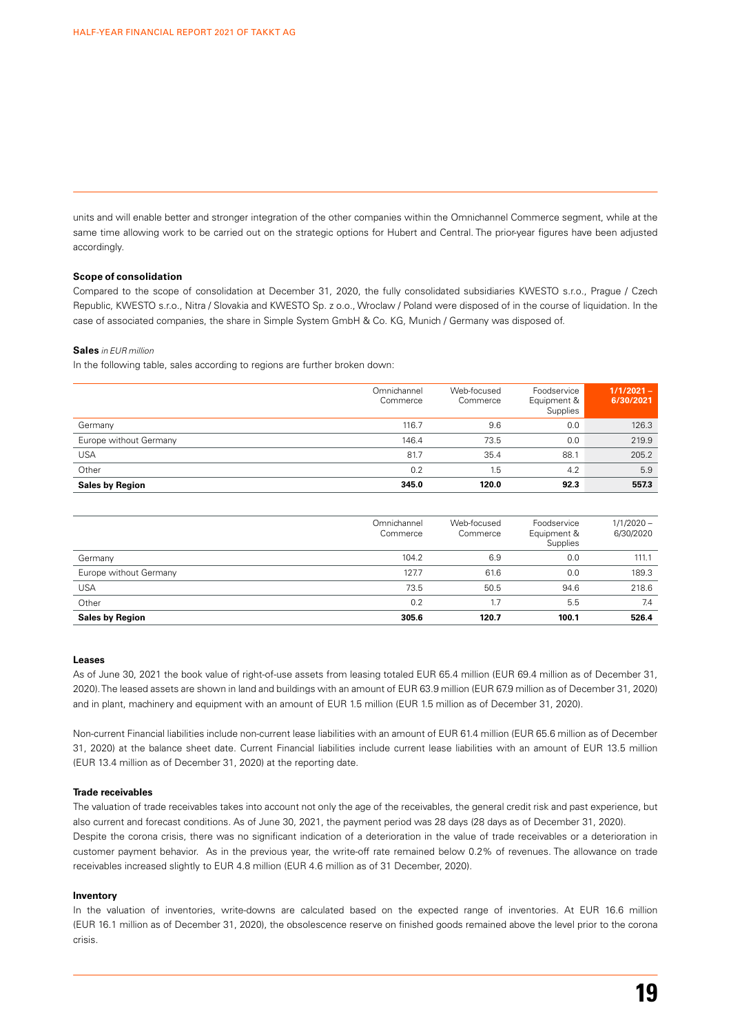units and will enable better and stronger integration of the other companies within the Omnichannel Commerce segment, while at the same time allowing work to be carried out on the strategic options for Hubert and Central. The prior-year figures have been adjusted accordingly.

**Scope of consolidation**

Compared to the scope of consolidation at December 31, 2020, the fully consolidated subsidiaries KWESTO s.r.o., Prague / Czech Republic, KWESTO s.r.o., Nitra / Slovakia and KWESTO Sp. z o.o., Wroclaw / Poland were disposed of in the course of liquidation. In the case of associated companies, the share in Simple System GmbH & Co. KG, Munich / Germany was disposed of.

**Sales** *in EUR million*

In the following table, sales according to regions are further broken down:

| | Omnichannel Commerce | Web-focused Commerce | Foodservice Equipment & Supplies | 1/1/2021 – 6/30/2021 |
|---|---|---|---|---|
| Germany | 116.7 | 9.6 | 0.0 | 126.3 |
| Europe without Germany | 146.4 | 73.5 | 0.0 | 219.9 |
| USA | 81.7 | 35.4 | 88.1 | 205.2 |
| Other | 0.2 | 1.5 | 4.2 | 5.9 |
| **Sales by Region** | **345.0** | **120.0** | **92.3** | **557.3** |

| | Omnichannel Commerce | Web-focused Commerce | Foodservice Equipment & Supplies | 1/1/2020 – 6/30/2020 |
|---|---|---|---|---|
| Germany | 104.2 | 6.9 | 0.0 | 111.1 |
| Europe without Germany | 127.7 | 61.6 | 0.0 | 189.3 |
| USA | 73.5 | 50.5 | 94.6 | 218.6 |
| Other | 0.2 | 1.7 | 5.5 | 7.4 |
| **Sales by Region** | **305.6** | **120.7** | **100.1** | **526.4** |

**Leases**

As of June 30, 2021 the book value of right-of-use assets from leasing totaled EUR 65.4 million (EUR 69.4 million as of December 31, 2020). The leased assets are shown in land and buildings with an amount of EUR 63.9 million (EUR 67.9 million as of December 31, 2020) and in plant, machinery and equipment with an amount of EUR 1.5 million (EUR 1.5 million as of December 31, 2020).

Non-current Financial liabilities include non-current lease liabilities with an amount of EUR 61.4 million (EUR 65.6 million as of December 31, 2020) at the balance sheet date. Current Financial liabilities include current lease liabilities with an amount of EUR 13.5 million (EUR 13.4 million as of December 31, 2020) at the reporting date.

**Trade receivables**

The valuation of trade receivables takes into account not only the age of the receivables, the general credit risk and past experience, but also current and forecast conditions. As of June 30, 2021, the payment period was 28 days (28 days as of December 31, 2020). Despite the corona crisis, there was no significant indication of a deterioration in the value of trade receivables or a deterioration in customer payment behavior. As in the previous year, the write-off rate remained below 0.2% of revenues. The allowance on trade receivables increased slightly to EUR 4.8 million (EUR 4.6 million as of 31 December, 2020).

**Inventory**

In the valuation of inventories, write-downs are calculated based on the expected range of inventories. At EUR 16.6 million (EUR 16.1 million as of December 31, 2020), the obsolescence reserve on finished goods remained above the level prior to the corona crisis.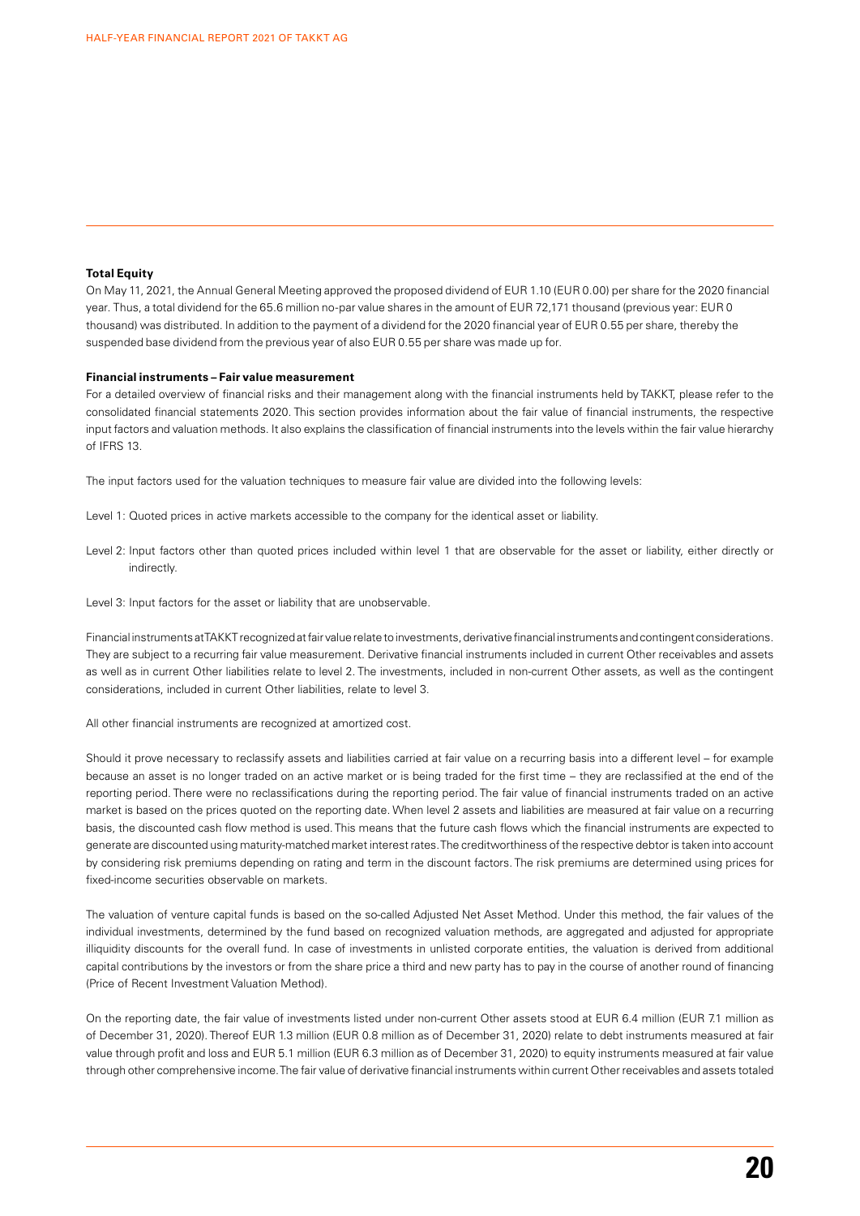**Total Equity**

On May 11, 2021, the Annual General Meeting approved the proposed dividend of EUR 1.10 (EUR 0.00) per share for the 2020 financial year. Thus, a total dividend for the 65.6 million no-par value shares in the amount of EUR 72,171 thousand (previous year: EUR 0 thousand) was distributed. In addition to the payment of a dividend for the 2020 financial year of EUR 0.55 per share, thereby the suspended base dividend from the previous year of also EUR 0.55 per share was made up for.

**Financial instruments – Fair value measurement**

For a detailed overview of financial risks and their management along with the financial instruments held by TAKKT, please refer to the consolidated financial statements 2020. This section provides information about the fair value of financial instruments, the respective input factors and valuation methods. It also explains the classification of financial instruments into the levels within the fair value hierarchy of IFRS 13.

The input factors used for the valuation techniques to measure fair value are divided into the following levels:

Level 1: Quoted prices in active markets accessible to the company for the identical asset or liability.

Level 2: Input factors other than quoted prices included within level 1 that are observable for the asset or liability, either directly or indirectly.

Level 3: Input factors for the asset or liability that are unobservable.

Financial instruments at TAKKT recognized at fair value relate to investments, derivative financial instruments and contingent considerations. They are subject to a recurring fair value measurement. Derivative financial instruments included in current Other receivables and assets as well as in current Other liabilities relate to level 2. The investments, included in non-current Other assets, as well as the contingent considerations, included in current Other liabilities, relate to level 3.

All other financial instruments are recognized at amortized cost.

Should it prove necessary to reclassify assets and liabilities carried at fair value on a recurring basis into a different level – for example because an asset is no longer traded on an active market or is being traded for the first time – they are reclassified at the end of the reporting period. There were no reclassifications during the reporting period. The fair value of financial instruments traded on an active market is based on the prices quoted on the reporting date. When level 2 assets and liabilities are measured at fair value on a recurring basis, the discounted cash flow method is used. This means that the future cash flows which the financial instruments are expected to generate are discounted using maturity-matched market interest rates. The creditworthiness of the respective debtor is taken into account by considering risk premiums depending on rating and term in the discount factors. The risk premiums are determined using prices for fixed-income securities observable on markets.

The valuation of venture capital funds is based on the so-called Adjusted Net Asset Method. Under this method, the fair values of the individual investments, determined by the fund based on recognized valuation methods, are aggregated and adjusted for appropriate illiquidity discounts for the overall fund. In case of investments in unlisted corporate entities, the valuation is derived from additional capital contributions by the investors or from the share price a third and new party has to pay in the course of another round of financing (Price of Recent Investment Valuation Method).

On the reporting date, the fair value of investments listed under non-current Other assets stood at EUR 6.4 million (EUR 7.1 million as of December 31, 2020). Thereof EUR 1.3 million (EUR 0.8 million as of December 31, 2020) relate to debt instruments measured at fair value through profit and loss and EUR 5.1 million (EUR 6.3 million as of December 31, 2020) to equity instruments measured at fair value through other comprehensive income. The fair value of derivative financial instruments within current Other receivables and assets totaled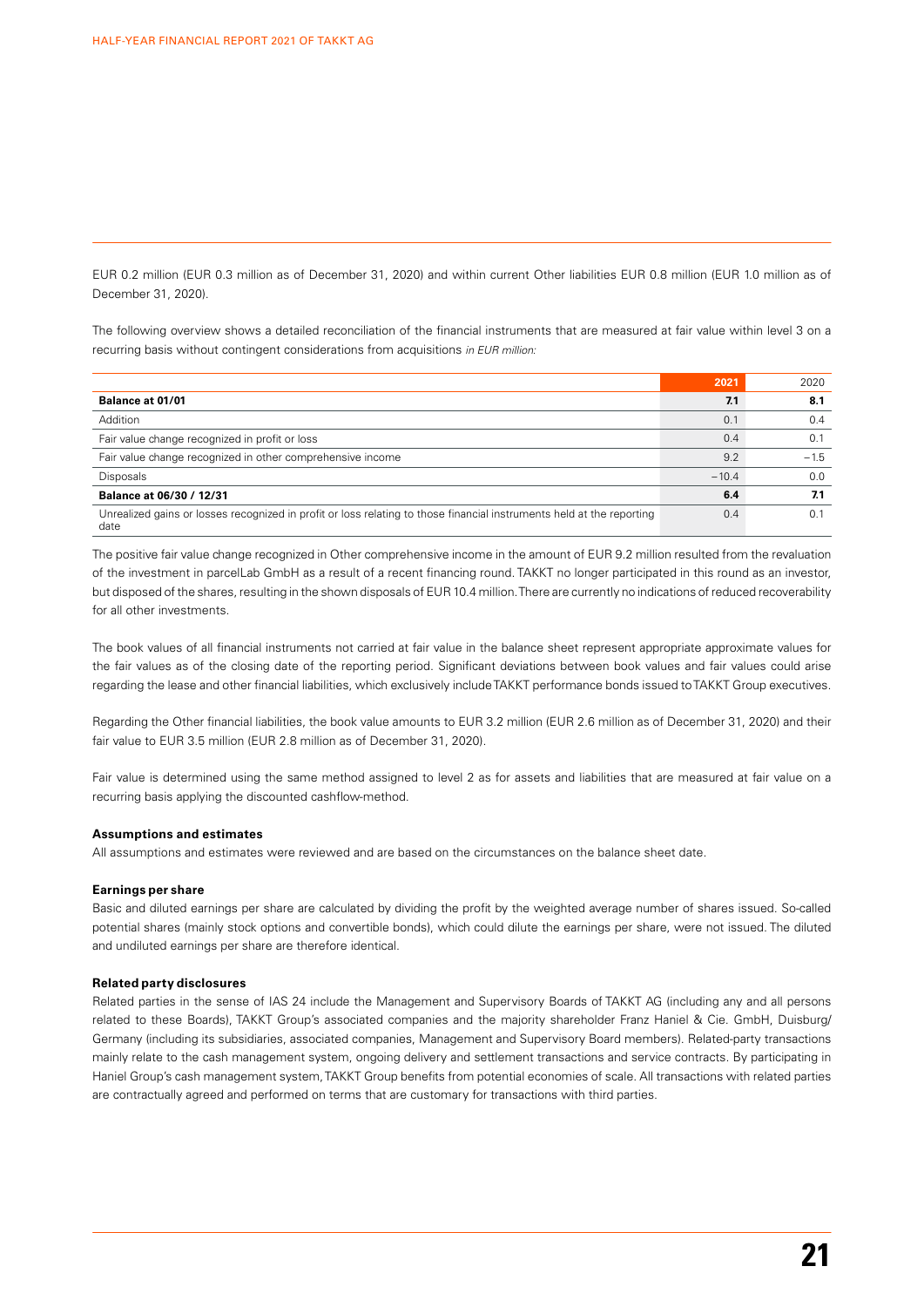EUR 0.2 million (EUR 0.3 million as of December 31, 2020) and within current Other liabilities EUR 0.8 million (EUR 1.0 million as of December 31, 2020).

The following overview shows a detailed reconciliation of the financial instruments that are measured at fair value within level 3 on a recurring basis without contingent considerations from acquisitions *in EUR million:*

| | 2021 | 2020 |
|---|---|---|
| **Balance at 01/01** | **7.1** | **8.1** |
| Addition | 0.1 | 0.4 |
| Fair value change recognized in profit or loss | 0.4 | 0.1 |
| Fair value change recognized in other comprehensive income | 9.2 | −1.5 |
| Disposals | −10.4 | 0.0 |
| **Balance at 06/30 / 12/31** | **6.4** | **7.1** |
| Unrealized gains or losses recognized in profit or loss relating to those financial instruments held at the reporting date | 0.4 | 0.1 |

The positive fair value change recognized in Other comprehensive income in the amount of EUR 9.2 million resulted from the revaluation of the investment in parcelLab GmbH as a result of a recent financing round. TAKKT no longer participated in this round as an investor, but disposed of the shares, resulting in the shown disposals of EUR 10.4 million. There are currently no indications of reduced recoverability for all other investments.

The book values of all financial instruments not carried at fair value in the balance sheet represent appropriate approximate values for the fair values as of the closing date of the reporting period. Significant deviations between book values and fair values could arise regarding the lease and other financial liabilities, which exclusively include TAKKT performance bonds issued to TAKKT Group executives.

Regarding the Other financial liabilities, the book value amounts to EUR 3.2 million (EUR 2.6 million as of December 31, 2020) and their fair value to EUR 3.5 million (EUR 2.8 million as of December 31, 2020).

Fair value is determined using the same method assigned to level 2 as for assets and liabilities that are measured at fair value on a recurring basis applying the discounted cashflow-method.

**Assumptions and estimates**

All assumptions and estimates were reviewed and are based on the circumstances on the balance sheet date.

**Earnings per share**

Basic and diluted earnings per share are calculated by dividing the profit by the weighted average number of shares issued. So-called potential shares (mainly stock options and convertible bonds), which could dilute the earnings per share, were not issued. The diluted and undiluted earnings per share are therefore identical.

**Related party disclosures**

Related parties in the sense of IAS 24 include the Management and Supervisory Boards of TAKKT AG (including any and all persons related to these Boards), TAKKT Group's associated companies and the majority shareholder Franz Haniel & Cie. GmbH, Duisburg/Germany (including its subsidiaries, associated companies, Management and Supervisory Board members). Related-party transactions mainly relate to the cash management system, ongoing delivery and settlement transactions and service contracts. By participating in Haniel Group's cash management system, TAKKT Group benefits from potential economies of scale. All transactions with related parties are contractually agreed and performed on terms that are customary for transactions with third parties.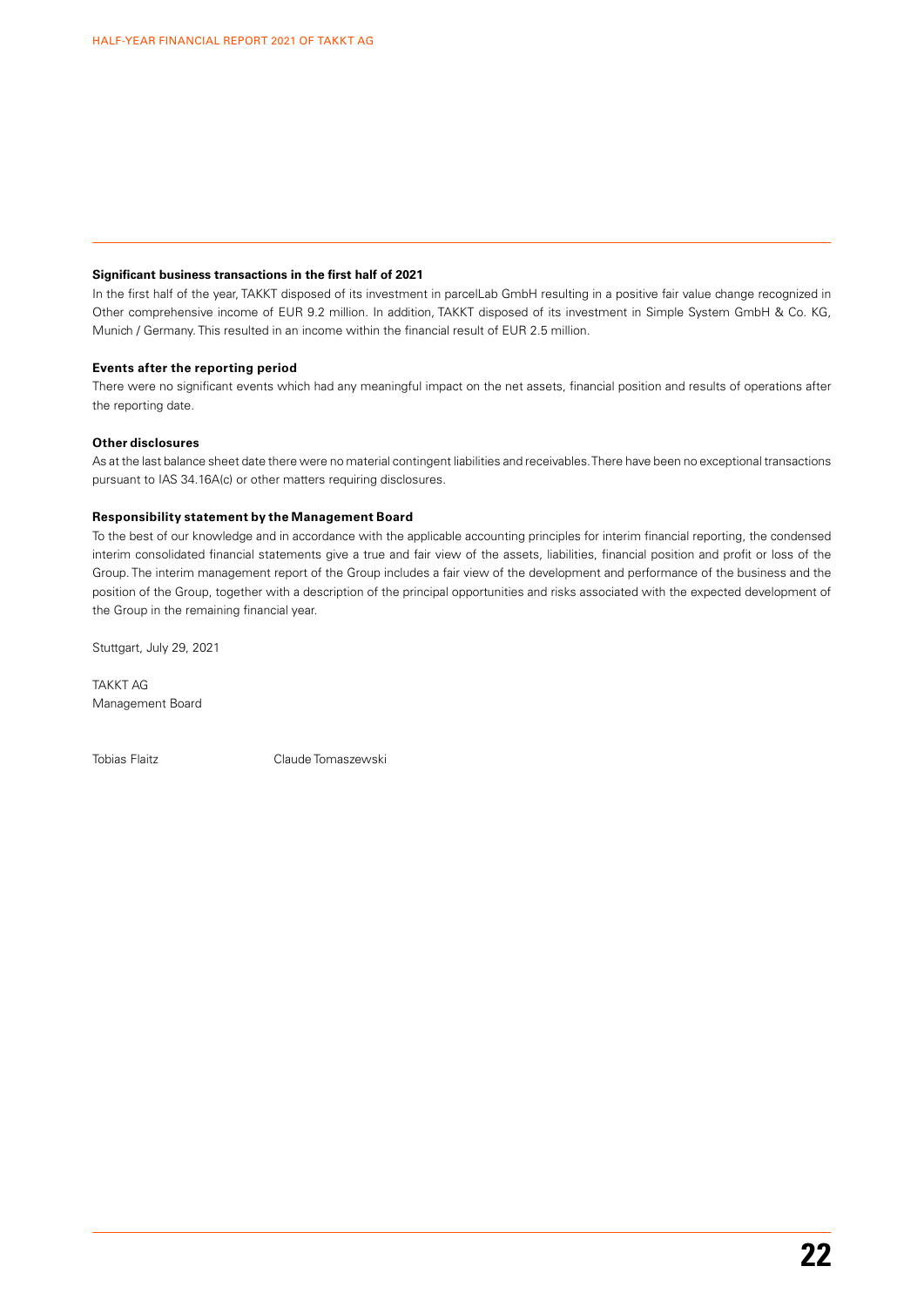**Significant business transactions in the first half of 2021**

In the first half of the year, TAKKT disposed of its investment in parcelLab GmbH resulting in a positive fair value change recognized in Other comprehensive income of EUR 9.2 million. In addition, TAKKT disposed of its investment in Simple System GmbH & Co. KG, Munich / Germany. This resulted in an income within the financial result of EUR 2.5 million.

**Events after the reporting period**

There were no significant events which had any meaningful impact on the net assets, financial position and results of operations after the reporting date.

**Other disclosures**

As at the last balance sheet date there were no material contingent liabilities and receivables. There have been no exceptional transactions pursuant to IAS 34.16A(c) or other matters requiring disclosures.

**Responsibility statement by the Management Board**

To the best of our knowledge and in accordance with the applicable accounting principles for interim financial reporting, the condensed interim consolidated financial statements give a true and fair view of the assets, liabilities, financial position and profit or loss of the Group. The interim management report of the Group includes a fair view of the development and performance of the business and the position of the Group, together with a description of the principal opportunities and risks associated with the expected development of the Group in the remaining financial year.

Stuttgart, July 29, 2021

TAKKT AG
Management Board

Tobias Flaitz Claude Tomaszewski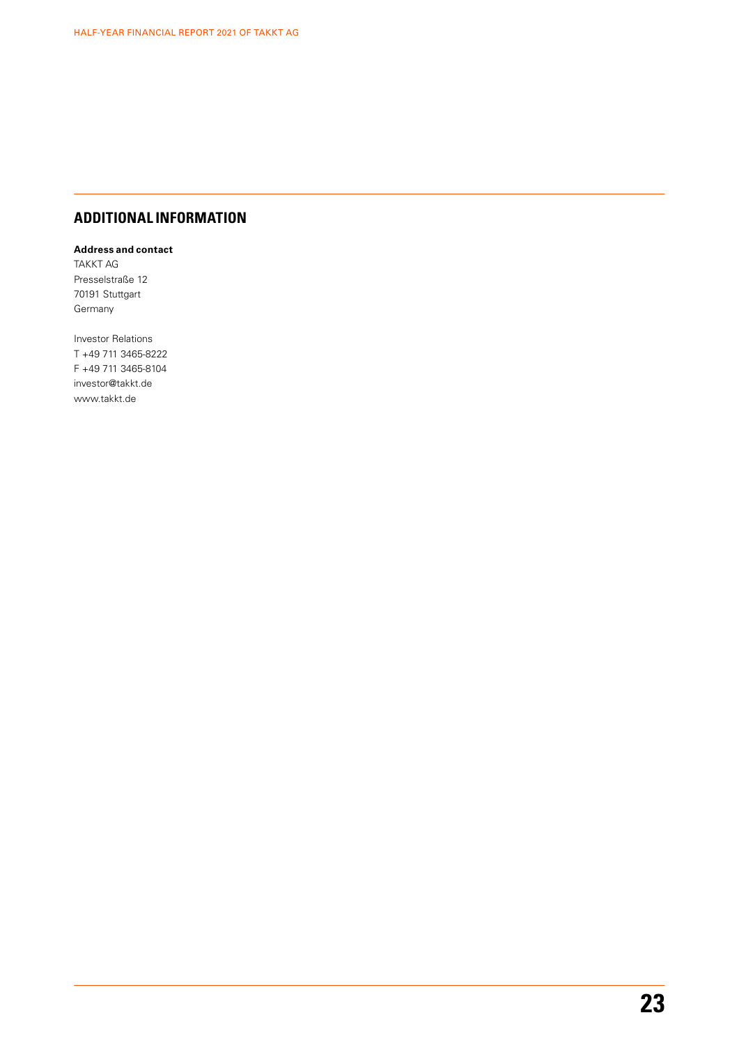# ADDITIONAL INFORMATION

**Address and contact**

TAKKT AG
Presselstraße 12
70191 Stuttgart
Germany

Investor Relations
T +49 711 3465-8222
F +49 711 3465-8104
investor@takkt.de
www.takkt.de